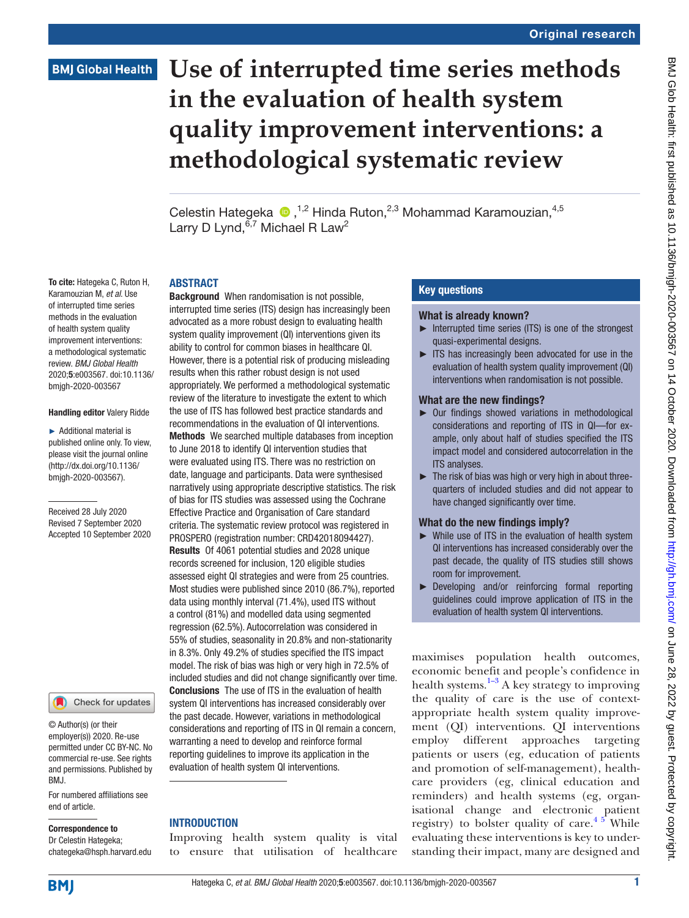Original research

# Use of interrupted time series methods in the evaluation of health system quality improvement interventions: a methodological systematic review

Celestin Hategeka,[1,2] Hinda Ruton,[2,3] Mohammad Karamouzian,[4,5] Larry D Lynd,[6,7] Michael R Law[2]

**To cite:** Hategeka C, Ruton H, Karamouzian M, *et al*. Use of interrupted time series methods in the evaluation of health system quality improvement interventions: a methodological systematic review. *BMJ Global Health* 2020;**5**:e003567. doi:10.1136/bmjgh-2020-003567

**Handling editor** Valery Ridde

► Additional material is published online only. To view, please visit the journal online (http://dx.doi.org/10.1136/bmjgh-2020-003567).

Received 28 July 2020
Revised 7 September 2020
Accepted 10 September 2020

## ABSTRACT

**Background** When randomisation is not possible, interrupted time series (ITS) design has increasingly been advocated as a more robust design to evaluating health system quality improvement (QI) interventions given its ability to control for common biases in healthcare QI. However, there is a potential risk of producing misleading results when this rather robust design is not used appropriately. We performed a methodological systematic review of the literature to investigate the extent to which the use of ITS has followed best practice standards and recommendations in the evaluation of QI interventions.
**Methods** We searched multiple databases from inception to June 2018 to identify QI intervention studies that were evaluated using ITS. There was no restriction on date, language and participants. Data were synthesised narratively using appropriate descriptive statistics. The risk of bias for ITS studies was assessed using the Cochrane Effective Practice and Organisation of Care standard criteria. The systematic review protocol was registered in PROSPERO (registration number: CRD42018094427).
**Results** Of 4061 potential studies and 2028 unique records screened for inclusion, 120 eligible studies assessed eight QI strategies and were from 25 countries. Most studies were published since 2010 (86.7%), reported data using monthly interval (71.4%), used ITS without a control (81%) and modelled data using segmented regression (62.5%). Autocorrelation was considered in 55% of studies, seasonality in 20.8% and non-stationarity in 8.3%. Only 49.2% of studies specified the ITS impact model. The risk of bias was high or very high in 72.5% of included studies and did not change significantly over time.
**Conclusions** The use of ITS in the evaluation of health system QI interventions has increased considerably over the past decade. However, variations in methodological considerations and reporting of ITS in QI remain a concern, warranting a need to develop and reinforce formal reporting guidelines to improve its application in the evaluation of health system QI interventions.

## Key questions

### What is already known?

► Interrupted time series (ITS) is one of the strongest quasi-experimental designs.
► ITS has increasingly been advocated for use in the evaluation of health system quality improvement (QI) interventions when randomisation is not possible.

### What are the new findings?

► Our findings showed variations in methodological considerations and reporting of ITS in QI—for example, only about half of studies specified the ITS impact model and considered autocorrelation in the ITS analyses.
► The risk of bias was high or very high in about three-quarters of included studies and did not appear to have changed significantly over time.

### What do the new findings imply?

► While use of ITS in the evaluation of health system QI interventions has increased considerably over the past decade, the quality of ITS studies still shows room for improvement.
► Developing and/or reinforcing formal reporting guidelines could improve application of ITS in the evaluation of health system QI interventions.

## INTRODUCTION

Improving health system quality is vital to ensure that utilisation of healthcare maximises population health outcomes, economic benefit and people's confidence in health systems.[1–3] A key strategy to improving the quality of care is the use of context-appropriate health system quality improvement (QI) interventions. QI interventions employ different approaches targeting patients or users (eg, education of patients and promotion of self-management), healthcare providers (eg, clinical education and reminders) and health systems (eg, organisational change and electronic patient registry) to bolster quality of care.[4,5] While evaluating these interventions is key to understanding their impact, many are designed and

© Author(s) (or their employer(s)) 2020. Re-use permitted under CC BY-NC. No commercial re-use. See rights and permissions. Published by BMJ.

For numbered affiliations see end of article.

**Correspondence to**
Dr Celestin Hategeka;
chategeka@hsph.harvard.edu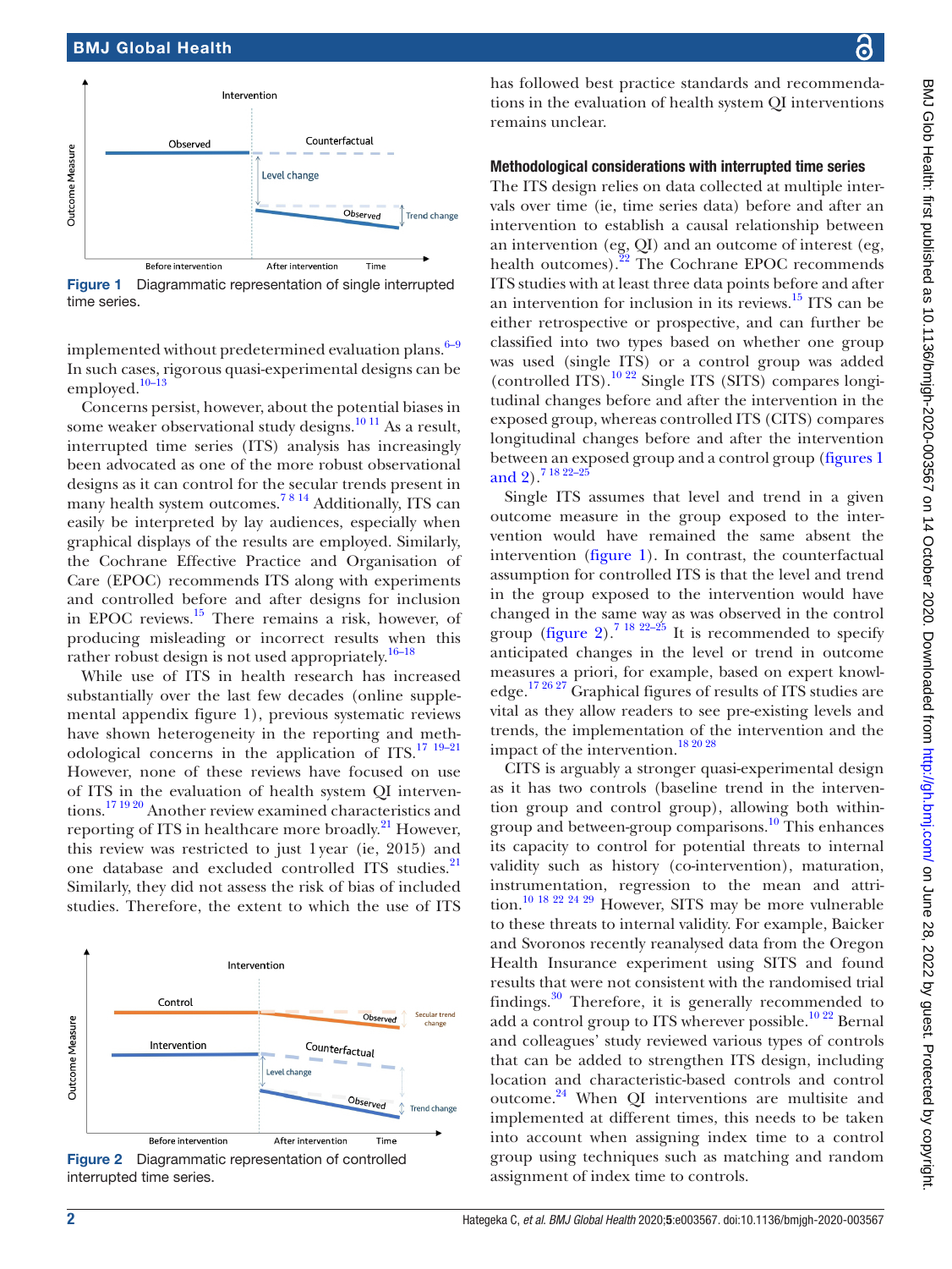Figure 1 Diagrammatic representation of single interrupted time series.

implemented without predetermined evaluation plans.[6–9] In such cases, rigorous quasi-experimental designs can be employed.[10–13]

Concerns persist, however, about the potential biases in some weaker observational study designs.[10 11] As a result, interrupted time series (ITS) analysis has increasingly been advocated as one of the more robust observational designs as it can control for the secular trends present in many health system outcomes.[7 8 14] Additionally, ITS can easily be interpreted by lay audiences, especially when graphical displays of the results are employed. Similarly, the Cochrane Effective Practice and Organisation of Care (EPOC) recommends ITS along with experiments and controlled before and after designs for inclusion in EPOC reviews.[15] There remains a risk, however, of producing misleading or incorrect results when this rather robust design is not used appropriately.[16–18]

While use of ITS in health research has increased substantially over the last few decades (online supplemental appendix figure 1), previous systematic reviews have shown heterogeneity in the reporting and methodological concerns in the application of ITS.[17 19–21] However, none of these reviews have focused on use of ITS in the evaluation of health system QI interventions.[17 19 20] Another review examined characteristics and reporting of ITS in healthcare more broadly.[21] However, this review was restricted to just 1 year (ie, 2015) and one database and excluded controlled ITS studies.[21] Similarly, they did not assess the risk of bias of included studies. Therefore, the extent to which the use of ITS has followed best practice standards and recommendations in the evaluation of health system QI interventions remains unclear.

Figure 2 Diagrammatic representation of controlled interrupted time series.

## Methodological considerations with interrupted time series

The ITS design relies on data collected at multiple intervals over time (ie, time series data) before and after an intervention to establish a causal relationship between an intervention (eg, QI) and an outcome of interest (eg, health outcomes).[22] The Cochrane EPOC recommends ITS studies with at least three data points before and after an intervention for inclusion in its reviews.[15] ITS can be either retrospective or prospective, and can further be classified into two types based on whether one group was used (single ITS) or a control group was added (controlled ITS).[10 22] Single ITS (SITS) compares longitudinal changes before and after the intervention in the exposed group, whereas controlled ITS (CITS) compares longitudinal changes before and after the intervention between an exposed group and a control group (figures 1 and 2).[7 18 22–25]

Single ITS assumes that level and trend in a given outcome measure in the group exposed to the intervention would have remained the same absent the intervention (figure 1). In contrast, the counterfactual assumption for controlled ITS is that the level and trend in the group exposed to the intervention would have changed in the same way as was observed in the control group (figure 2).[7 18 22–25] It is recommended to specify anticipated changes in the level or trend in outcome measures a priori, for example, based on expert knowledge.[17 26 27] Graphical figures of results of ITS studies are vital as they allow readers to see pre-existing levels and trends, the implementation of the intervention and the impact of the intervention.[18 20 28]

CITS is arguably a stronger quasi-experimental design as it has two controls (baseline trend in the intervention group and control group), allowing both within-group and between-group comparisons.[10] This enhances its capacity to control for potential threats to internal validity such as history (co-intervention), maturation, instrumentation, regression to the mean and attrition.[10 18 22 24 29] However, SITS may be more vulnerable to these threats to internal validity. For example, Baicker and Svoronos recently reanalysed data from the Oregon Health Insurance experiment using SITS and found results that were not consistent with the randomised trial findings.[30] Therefore, it is generally recommended to add a control group to ITS wherever possible.[10 22] Bernal and colleagues' study reviewed various types of controls that can be added to strengthen ITS design, including location and characteristic-based controls and control outcome.[24] When QI interventions are multisite and implemented at different times, this needs to be taken into account when assigning index time to a control group using techniques such as matching and random assignment of index time to controls.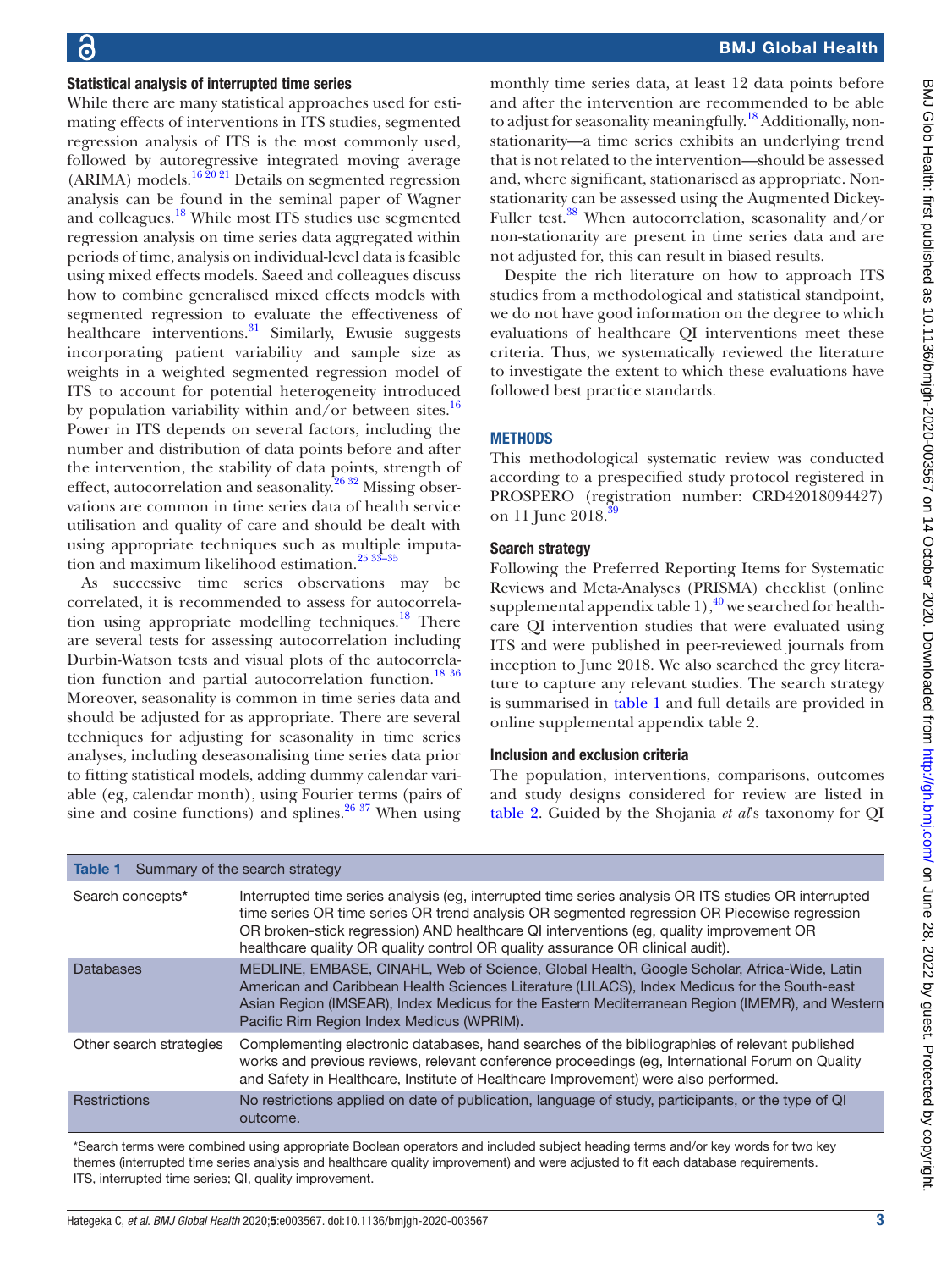### Statistical analysis of interrupted time series

While there are many statistical approaches used for estimating effects of interventions in ITS studies, segmented regression analysis of ITS is the most commonly used, followed by autoregressive integrated moving average (ARIMA) models.[16 20 21] Details on segmented regression analysis can be found in the seminal paper of Wagner and colleagues.[18] While most ITS studies use segmented regression analysis on time series data aggregated within periods of time, analysis on individual-level data is feasible using mixed effects models. Saeed and colleagues discuss how to combine generalised mixed effects models with segmented regression to evaluate the effectiveness of healthcare interventions.[31] Similarly, Ewusie suggests incorporating patient variability and sample size as weights in a weighted segmented regression model of ITS to account for potential heterogeneity introduced by population variability within and/or between sites.[16] Power in ITS depends on several factors, including the number and distribution of data points before and after the intervention, the stability of data points, strength of effect, autocorrelation and seasonality.[26 32] Missing observations are common in time series data of health service utilisation and quality of care and should be dealt with using appropriate techniques such as multiple imputation and maximum likelihood estimation.[25 33–35]

As successive time series observations may be correlated, it is recommended to assess for autocorrelation using appropriate modelling techniques.[18] There are several tests for assessing autocorrelation including Durbin-Watson tests and visual plots of the autocorrelation function and partial autocorrelation function.[18 36] Moreover, seasonality is common in time series data and should be adjusted for as appropriate. There are several techniques for adjusting for seasonality in time series analyses, including deseasonalising time series data prior to fitting statistical models, adding dummy calendar variable (eg, calendar month), using Fourier terms (pairs of sine and cosine functions) and splines.[26 37] When using monthly time series data, at least 12 data points before and after the intervention are recommended to be able to adjust for seasonality meaningfully.[18] Additionally, non-stationarity—a time series exhibits an underlying trend that is not related to the intervention—should be assessed and, where significant, stationarised as appropriate. Non-stationarity can be assessed using the Augmented Dickey-Fuller test.[38] When autocorrelation, seasonality and/or non-stationarity are present in time series data and are not adjusted for, this can result in biased results.

Despite the rich literature on how to approach ITS studies from a methodological and statistical standpoint, we do not have good information on the degree to which evaluations of healthcare QI interventions meet these criteria. Thus, we systematically reviewed the literature to investigate the extent to which these evaluations have followed best practice standards.

## METHODS

This methodological systematic review was conducted according to a prespecified study protocol registered in PROSPERO (registration number: CRD42018094427) on 11 June 2018.[39]

### Search strategy

Following the Preferred Reporting Items for Systematic Reviews and Meta-Analyses (PRISMA) checklist (online supplemental appendix table 1),[40] we searched for healthcare QI intervention studies that were evaluated using ITS and were published in peer-reviewed journals from inception to June 2018. We also searched the grey literature to capture any relevant studies. The search strategy is summarised in table 1 and full details are provided in online supplemental appendix table 2.

### Inclusion and exclusion criteria

The population, interventions, comparisons, outcomes and study designs considered for review are listed in table 2. Guided by the Shojania *et al*'s taxonomy for QI

**Table 1** Summary of the search strategy

| | |
|---|---|
| Search concepts* | Interrupted time series analysis (eg, interrupted time series analysis OR ITS studies OR interrupted time series OR time series OR trend analysis OR segmented regression OR Piecewise regression OR broken-stick regression) AND healthcare QI interventions (eg, quality improvement OR healthcare quality OR quality control OR quality assurance OR clinical audit). |
| Databases | MEDLINE, EMBASE, CINAHL, Web of Science, Global Health, Google Scholar, Africa-Wide, Latin American and Caribbean Health Sciences Literature (LILACS), Index Medicus for the South-east Asian Region (IMSEAR), Index Medicus for the Eastern Mediterranean Region (IMEMR), and Western Pacific Rim Region Index Medicus (WPRIM). |
| Other search strategies | Complementing electronic databases, hand searches of the bibliographies of relevant published works and previous reviews, relevant conference proceedings (eg, International Forum on Quality and Safety in Healthcare, Institute of Healthcare Improvement) were also performed. |
| Restrictions | No restrictions applied on date of publication, language of study, participants, or the type of QI outcome. |

*Search terms were combined using appropriate Boolean operators and included subject heading terms and/or key words for two key themes (interrupted time series analysis and healthcare quality improvement) and were adjusted to fit each database requirements.
ITS, interrupted time series; QI, quality improvement.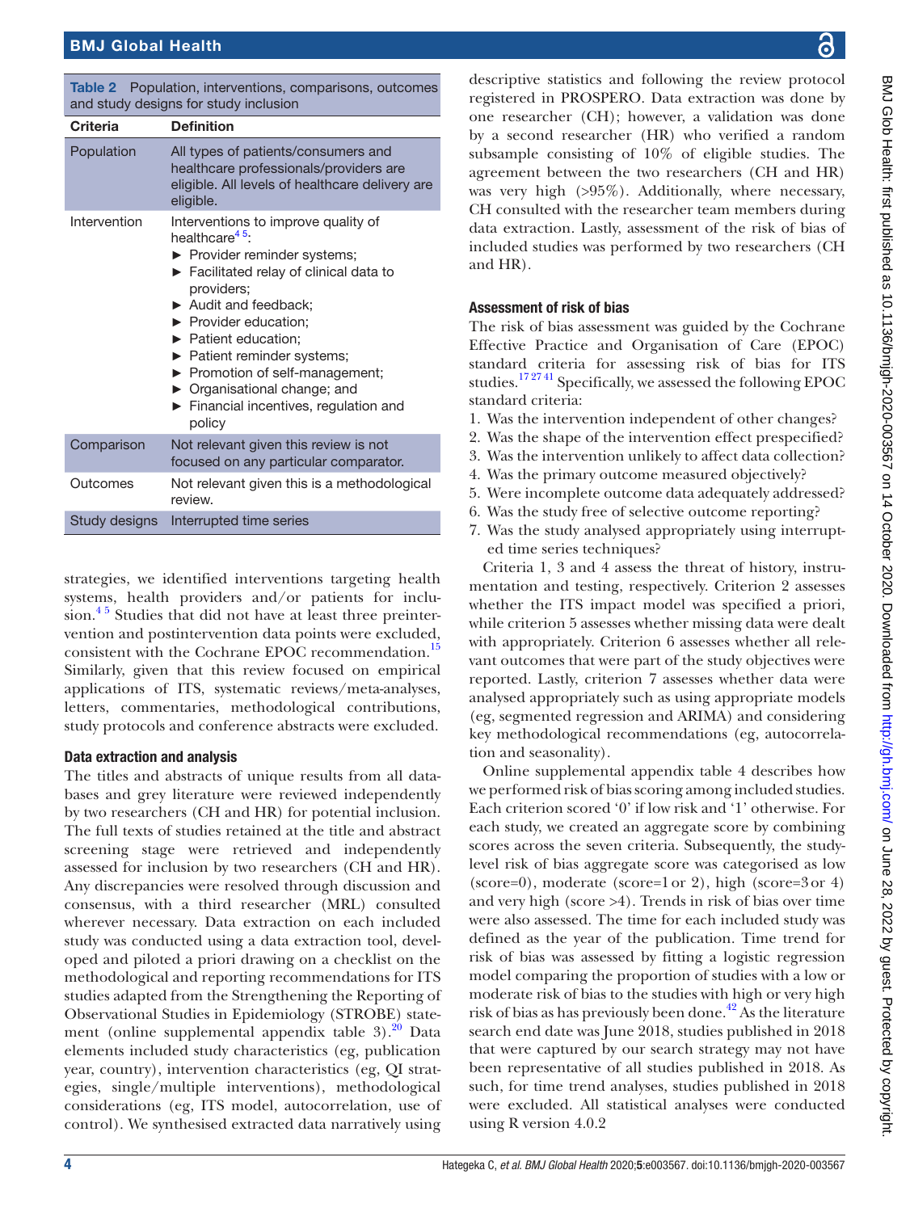Table 2 Population, interventions, comparisons, outcomes and study designs for study inclusion

| Criteria | Definition |
|---|---|
| Population | All types of patients/consumers and healthcare professionals/providers are eligible. All levels of healthcare delivery are eligible. |
| Intervention | Interventions to improve quality of healthcare[4,5]: ► Provider reminder systems; ► Facilitated relay of clinical data to providers; ► Audit and feedback; ► Provider education; ► Patient education; ► Patient reminder systems; ► Promotion of self-management; ► Organisational change; and ► Financial incentives, regulation and policy |
| Comparison | Not relevant given this review is not focused on any particular comparator. |
| Outcomes | Not relevant given this is a methodological review. |
| Study designs | Interrupted time series |

strategies, we identified interventions targeting health systems, health providers and/or patients for inclusion.[4,5] Studies that did not have at least three preintervention and postintervention data points were excluded, consistent with the Cochrane EPOC recommendation.[15] Similarly, given that this review focused on empirical applications of ITS, systematic reviews/meta-analyses, letters, commentaries, methodological contributions, study protocols and conference abstracts were excluded.

### Data extraction and analysis

The titles and abstracts of unique results from all databases and grey literature were reviewed independently by two researchers (CH and HR) for potential inclusion. The full texts of studies retained at the title and abstract screening stage were retrieved and independently assessed for inclusion by two researchers (CH and HR). Any discrepancies were resolved through discussion and consensus, with a third researcher (MRL) consulted wherever necessary. Data extraction on each included study was conducted using a data extraction tool, developed and piloted a priori drawing on a checklist on the methodological and reporting recommendations for ITS studies adapted from the Strengthening the Reporting of Observational Studies in Epidemiology (STROBE) statement (online supplemental appendix table 3).[20] Data elements included study characteristics (eg, publication year, country), intervention characteristics (eg, QI strategies, single/multiple interventions), methodological considerations (eg, ITS model, autocorrelation, use of control). We synthesised extracted data narratively using descriptive statistics and following the review protocol registered in PROSPERO. Data extraction was done by one researcher (CH); however, a validation was done by a second researcher (HR) who verified a random subsample consisting of 10% of eligible studies. The agreement between the two researchers (CH and HR) was very high (>95%). Additionally, where necessary, CH consulted with the researcher team members during data extraction. Lastly, assessment of the risk of bias of included studies was performed by two researchers (CH and HR).

### Assessment of risk of bias

The risk of bias assessment was guided by the Cochrane Effective Practice and Organisation of Care (EPOC) standard criteria for assessing risk of bias for ITS studies.[17,27,41] Specifically, we assessed the following EPOC standard criteria:

1. Was the intervention independent of other changes?
2. Was the shape of the intervention effect prespecified?
3. Was the intervention unlikely to affect data collection?
4. Was the primary outcome measured objectively?
5. Were incomplete outcome data adequately addressed?
6. Was the study free of selective outcome reporting?
7. Was the study analysed appropriately using interrupted time series techniques?

Criteria 1, 3 and 4 assess the threat of history, instrumentation and testing, respectively. Criterion 2 assesses whether the ITS impact model was specified a priori, while criterion 5 assesses whether missing data were dealt with appropriately. Criterion 6 assesses whether all relevant outcomes that were part of the study objectives were reported. Lastly, criterion 7 assesses whether data were analysed appropriately such as using appropriate models (eg, segmented regression and ARIMA) and considering key methodological recommendations (eg, autocorrelation and seasonality).

Online supplemental appendix table 4 describes how we performed risk of bias scoring among included studies. Each criterion scored '0' if low risk and '1' otherwise. For each study, we created an aggregate score by combining scores across the seven criteria. Subsequently, the study-level risk of bias aggregate score was categorised as low (score=0), moderate (score=1 or 2), high (score=3 or 4) and very high (score >4). Trends in risk of bias over time were also assessed. The time for each included study was defined as the year of the publication. Time trend for risk of bias was assessed by fitting a logistic regression model comparing the proportion of studies with a low or moderate risk of bias to the studies with high or very high risk of bias as has previously been done.[42] As the literature search end date was June 2018, studies published in 2018 that were captured by our search strategy may not have been representative of all studies published in 2018. As such, for time trend analyses, studies published in 2018 were excluded. All statistical analyses were conducted using R version 4.0.2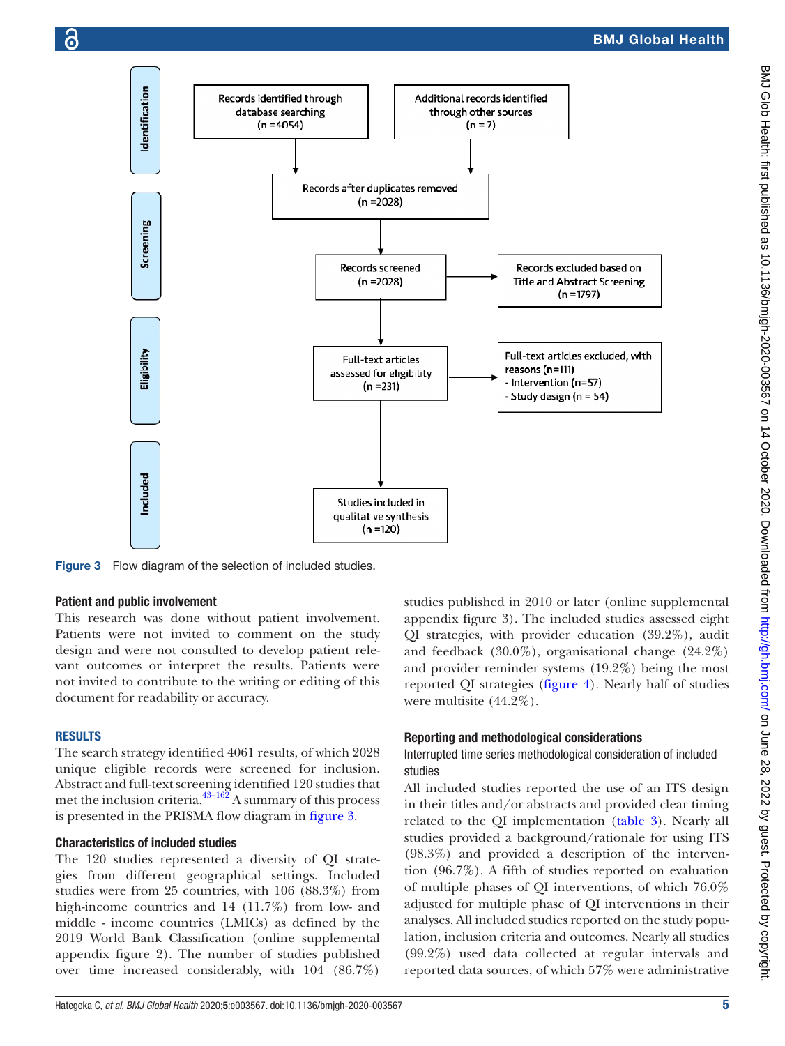Identification

Records identified through database searching (n =4054)

Additional records identified through other sources (n = 7)

Records after duplicates removed (n =2028)

Screening

Records screened (n =2028)

Records excluded based on Title and Abstract Screening (n =1797)

Eligibility

Full-text articles assessed for eligibility (n =231)

Full-text articles excluded, with reasons (n=111)
- Intervention (n=57)
- Study design (n = 54)

Included

Studies included in qualitative synthesis (n =120)

**Figure 3** Flow diagram of the selection of included studies.

### Patient and public involvement

This research was done without patient involvement. Patients were not invited to comment on the study design and were not consulted to develop patient relevant outcomes or interpret the results. Patients were not invited to contribute to the writing or editing of this document for readability or accuracy.

## RESULTS

The search strategy identified 4061 results, of which 2028 unique eligible records were screened for inclusion. Abstract and full-text screening identified 120 studies that met the inclusion criteria.[43–162] A summary of this process is presented in the PRISMA flow diagram in figure 3.

### Characteristics of included studies

The 120 studies represented a diversity of QI strategies from different geographical settings. Included studies were from 25 countries, with 106 (88.3%) from high-income countries and 14 (11.7%) from low- and middle - income countries (LMICs) as defined by the 2019 World Bank Classification (online supplemental appendix figure 2). The number of studies published over time increased considerably, with 104 (86.7%) studies published in 2010 or later (online supplemental appendix figure 3). The included studies assessed eight QI strategies, with provider education (39.2%), audit and feedback (30.0%), organisational change (24.2%) and provider reminder systems (19.2%) being the most reported QI strategies (figure 4). Nearly half of studies were multisite (44.2%).

### Reporting and methodological considerations

#### Interrupted time series methodological consideration of included studies

All included studies reported the use of an ITS design in their titles and/or abstracts and provided clear timing related to the QI implementation (table 3). Nearly all studies provided a background/rationale for using ITS (98.3%) and provided a description of the intervention (96.7%). A fifth of studies reported on evaluation of multiple phases of QI interventions, of which 76.0% adjusted for multiple phase of QI interventions in their analyses. All included studies reported on the study population, inclusion criteria and outcomes. Nearly all studies (99.2%) used data collected at regular intervals and reported data sources, of which 57% were administrative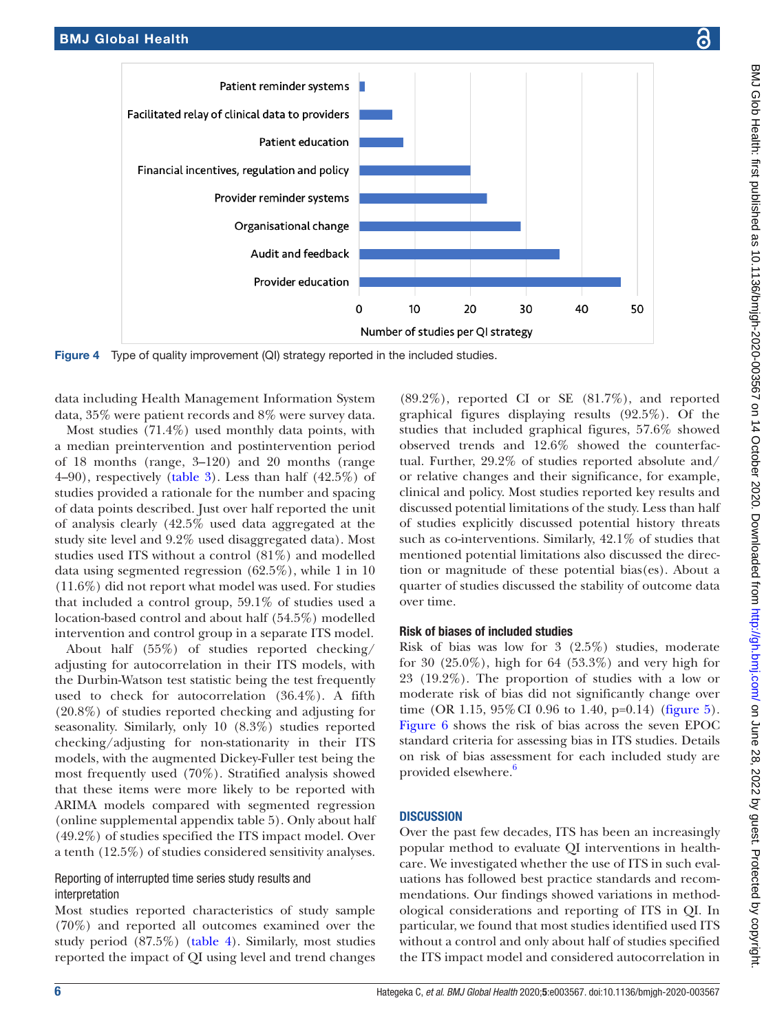Figure 4 Type of quality improvement (QI) strategy reported in the included studies.

data including Health Management Information System data, 35% were patient records and 8% were survey data.

Most studies (71.4%) used monthly data points, with a median preintervention and postintervention period of 18 months (range, 3–120) and 20 months (range 4–90), respectively (table 3). Less than half (42.5%) of studies provided a rationale for the number and spacing of data points described. Just over half reported the unit of analysis clearly (42.5% used data aggregated at the study site level and 9.2% used disaggregated data). Most studies used ITS without a control (81%) and modelled data using segmented regression (62.5%), while 1 in 10 (11.6%) did not report what model was used. For studies that included a control group, 59.1% of studies used a location-based control and about half (54.5%) modelled intervention and control group in a separate ITS model.

About half (55%) of studies reported checking/adjusting for autocorrelation in their ITS models, with the Durbin-Watson test statistic being the test frequently used to check for autocorrelation (36.4%). A fifth (20.8%) of studies reported checking and adjusting for seasonality. Similarly, only 10 (8.3%) studies reported checking/adjusting for non-stationarity in their ITS models, with the augmented Dickey-Fuller test being the most frequently used (70%). Stratified analysis showed that these items were more likely to be reported with ARIMA models compared with segmented regression (online supplemental appendix table 5). Only about half (49.2%) of studies specified the ITS impact model. Over a tenth (12.5%) of studies considered sensitivity analyses.

### Reporting of interrupted time series study results and interpretation

Most studies reported characteristics of study sample (70%) and reported all outcomes examined over the study period (87.5%) (table 4). Similarly, most studies reported the impact of QI using level and trend changes (89.2%), reported CI or SE (81.7%), and reported graphical figures displaying results (92.5%). Of the studies that included graphical figures, 57.6% showed observed trends and 12.6% showed the counterfactual. Further, 29.2% of studies reported absolute and/or relative changes and their significance, for example, clinical and policy. Most studies reported key results and discussed potential limitations of the study. Less than half of studies explicitly discussed potential history threats such as co-interventions. Similarly, 42.1% of studies that mentioned potential limitations also discussed the direction or magnitude of these potential bias(es). About a quarter of studies discussed the stability of outcome data over time.

### Risk of biases of included studies

Risk of bias was low for 3 (2.5%) studies, moderate for 30 (25.0%), high for 64 (53.3%) and very high for 23 (19.2%). The proportion of studies with a low or moderate risk of bias did not significantly change over time (OR 1.15, 95% CI 0.96 to 1.40, p=0.14) (figure 5). Figure 6 shows the risk of bias across the seven EPOC standard criteria for assessing bias in ITS studies. Details on risk of bias assessment for each included study are provided elsewhere.[6]

## DISCUSSION

Over the past few decades, ITS has been an increasingly popular method to evaluate QI interventions in healthcare. We investigated whether the use of ITS in such evaluations has followed best practice standards and recommendations. Our findings showed variations in methodological considerations and reporting of ITS in QI. In particular, we found that most studies identified used ITS without a control and only about half of studies specified the ITS impact model and considered autocorrelation in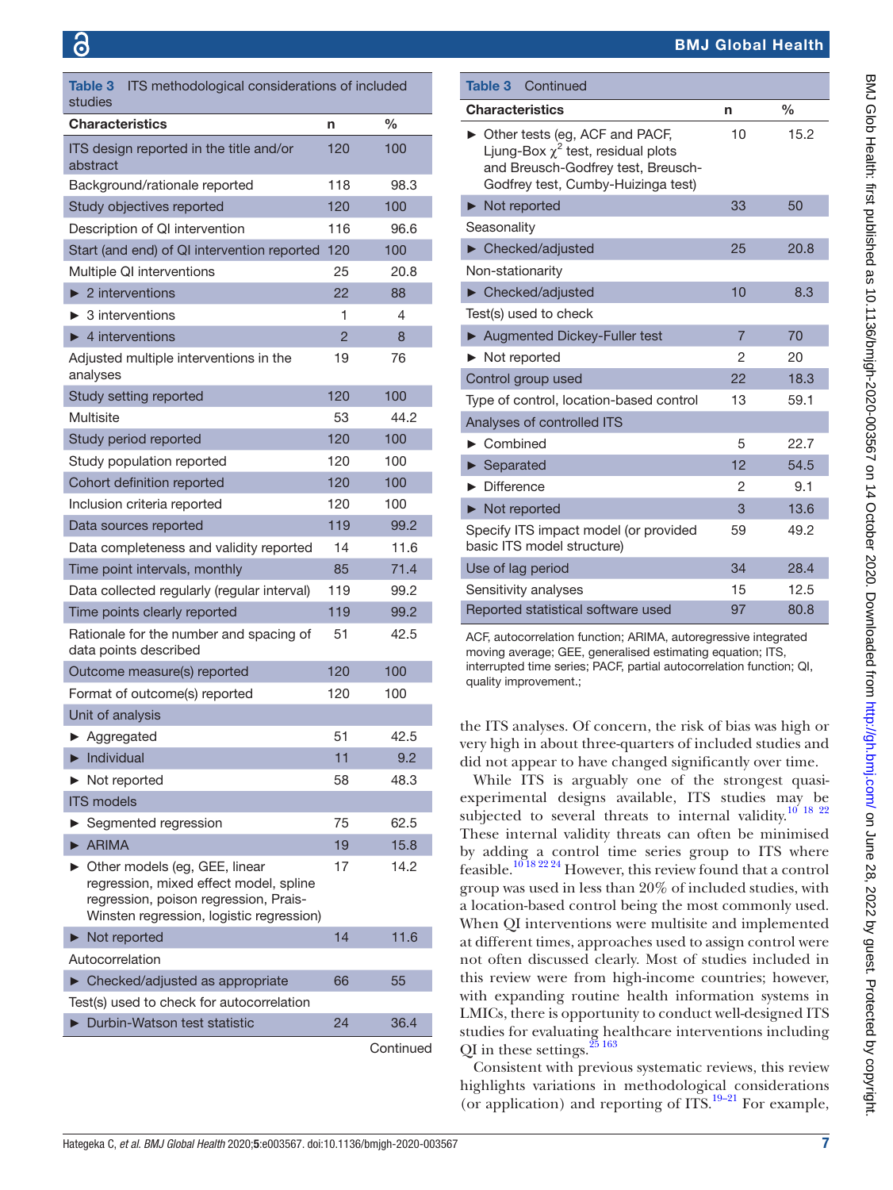**Table 3** ITS methodological considerations of included studies

| Characteristics | n | % |
|---|---|---|
| ITS design reported in the title and/or abstract | 120 | 100 |
| Background/rationale reported | 118 | 98.3 |
| Study objectives reported | 120 | 100 |
| Description of QI intervention | 116 | 96.6 |
| Start (and end) of QI intervention reported | 120 | 100 |
| Multiple QI interventions | 25 | 20.8 |
| ► 2 interventions | 22 | 88 |
| ► 3 interventions | 1 | 4 |
| ► 4 interventions | 2 | 8 |
| Adjusted multiple interventions in the analyses | 19 | 76 |
| Study setting reported | 120 | 100 |
| Multisite | 53 | 44.2 |
| Study period reported | 120 | 100 |
| Study population reported | 120 | 100 |
| Cohort definition reported | 120 | 100 |
| Inclusion criteria reported | 120 | 100 |
| Data sources reported | 119 | 99.2 |
| Data completeness and validity reported | 14 | 11.6 |
| Time point intervals, monthly | 85 | 71.4 |
| Data collected regularly (regular interval) | 119 | 99.2 |
| Time points clearly reported | 119 | 99.2 |
| Rationale for the number and spacing of data points described | 51 | 42.5 |
| Outcome measure(s) reported | 120 | 100 |
| Format of outcome(s) reported | 120 | 100 |
| Unit of analysis | | |
| ► Aggregated | 51 | 42.5 |
| ► Individual | 11 | 9.2 |
| ► Not reported | 58 | 48.3 |
| ITS models | | |
| ► Segmented regression | 75 | 62.5 |
| ► ARIMA | 19 | 15.8 |
| ► Other models (eg, GEE, linear regression, mixed effect model, spline regression, poison regression, Prais-Winsten regression, logistic regression) | 17 | 14.2 |
| ► Not reported | 14 | 11.6 |
| Autocorrelation | | |
| ► Checked/adjusted as appropriate | 66 | 55 |
| Test(s) used to check for autocorrelation | | |
| ► Durbin-Watson test statistic | 24 | 36.4 |
| ► Other tests (eg, ACF and PACF, Ljung-Box $\chi^2$ test, residual plots and Breusch-Godfrey test, Breusch-Godfrey test, Cumby-Huizinga test) | 10 | 15.2 |
| ► Not reported | 33 | 50 |
| Seasonality | | |
| ► Checked/adjusted | 25 | 20.8 |
| Non-stationarity | | |
| ► Checked/adjusted | 10 | 8.3 |
| Test(s) used to check | | |
| ► Augmented Dickey-Fuller test | 7 | 70 |
| ► Not reported | 2 | 20 |
| Control group used | 22 | 18.3 |
| Type of control, location-based control | 13 | 59.1 |
| Analyses of controlled ITS | | |
| ► Combined | 5 | 22.7 |
| ► Separated | 12 | 54.5 |
| ► Difference | 2 | 9.1 |
| ► Not reported | 3 | 13.6 |
| Specify ITS impact model (or provided basic ITS model structure) | 59 | 49.2 |
| Use of lag period | 34 | 28.4 |
| Sensitivity analyses | 15 | 12.5 |
| Reported statistical software used | 97 | 80.8 |

ACF, autocorrelation function; ARIMA, autoregressive integrated moving average; GEE, generalised estimating equation; ITS, interrupted time series; PACF, partial autocorrelation function; QI, quality improvement.;

the ITS analyses. Of concern, the risk of bias was high or very high in about three-quarters of included studies and did not appear to have changed significantly over time.

While ITS is arguably one of the strongest quasi-experimental designs available, ITS studies may be subjected to several threats to internal validity.[10 18 22] These internal validity threats can often be minimised by adding a control time series group to ITS where feasible.[10 18 22 24] However, this review found that a control group was used in less than 20% of included studies, with a location-based control being the most commonly used. When QI interventions were multisite and implemented at different times, approaches used to assign control were not often discussed clearly. Most of studies included in this review were from high-income countries; however, with expanding routine health information systems in LMICs, there is opportunity to conduct well-designed ITS studies for evaluating healthcare interventions including QI in these settings.[25 163]

Consistent with previous systematic reviews, this review highlights variations in methodological considerations (or application) and reporting of ITS.[19–21] For example,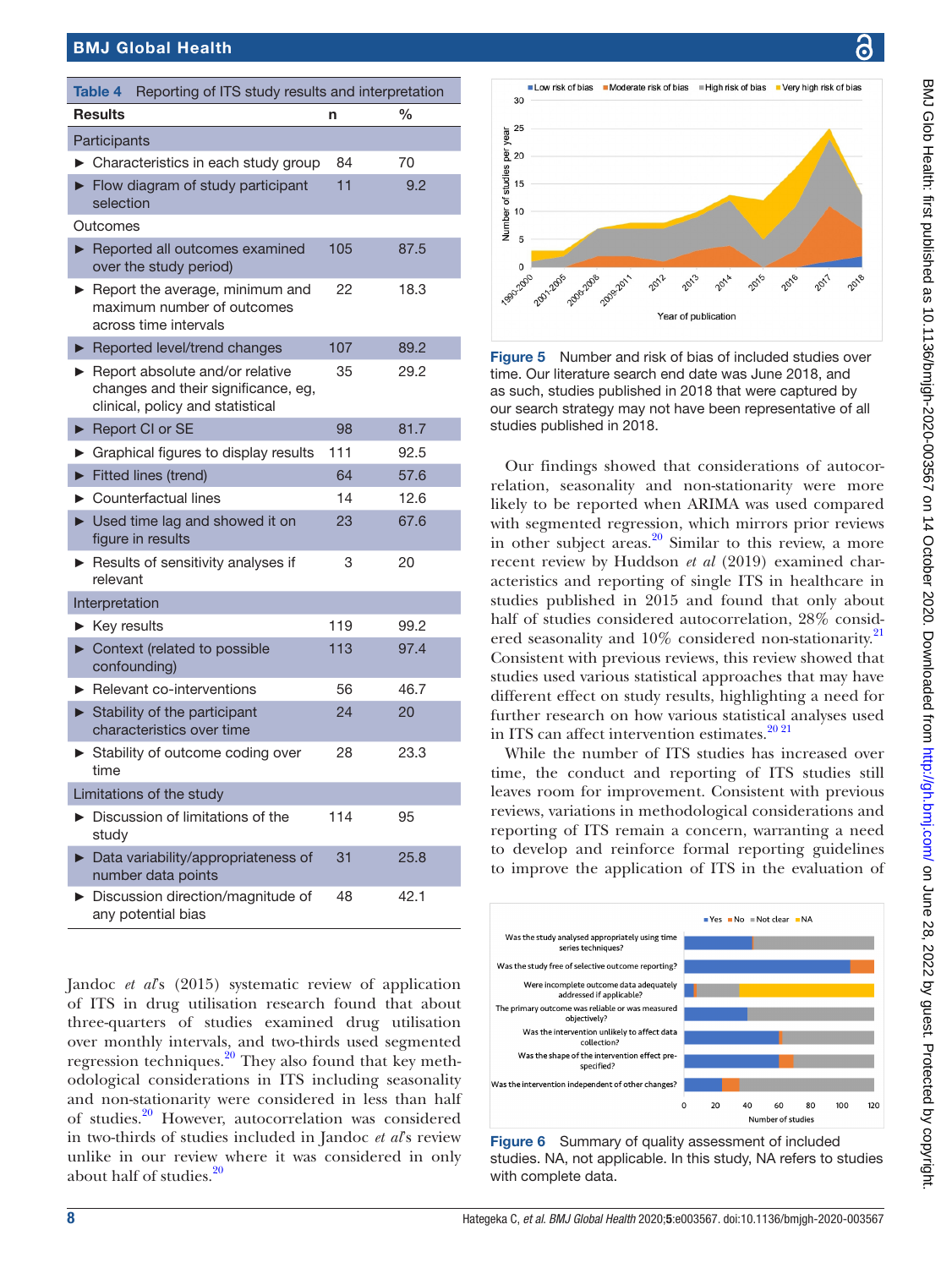**Table 4** Reporting of ITS study results and interpretation

| Results | n | % |
|---|---|---|
| Participants | | |
| ► Characteristics in each study group | 84 | 70 |
| ► Flow diagram of study participant selection | 11 | 9.2 |
| Outcomes | | |
| ► Reported all outcomes examined over the study period) | 105 | 87.5 |
| ► Report the average, minimum and maximum number of outcomes across time intervals | 22 | 18.3 |
| ► Reported level/trend changes | 107 | 89.2 |
| ► Report absolute and/or relative changes and their significance, eg, clinical, policy and statistical | 35 | 29.2 |
| ► Report CI or SE | 98 | 81.7 |
| ► Graphical figures to display results | 111 | 92.5 |
| ► Fitted lines (trend) | 64 | 57.6 |
| ► Counterfactual lines | 14 | 12.6 |
| ► Used time lag and showed it on figure in results | 23 | 67.6 |
| ► Results of sensitivity analyses if relevant | 3 | 20 |
| Interpretation | | |
| ► Key results | 119 | 99.2 |
| ► Context (related to possible confounding) | 113 | 97.4 |
| ► Relevant co-interventions | 56 | 46.7 |
| ► Stability of the participant characteristics over time | 24 | 20 |
| ► Stability of outcome coding over time | 28 | 23.3 |
| Limitations of the study | | |
| ► Discussion of limitations of the study | 114 | 95 |
| ► Data variability/appropriateness of number data points | 31 | 25.8 |
| ► Discussion direction/magnitude of any potential bias | 48 | 42.1 |

Jandoc *et al*'s (2015) systematic review of application of ITS in drug utilisation research found that about three-quarters of studies examined drug utilisation over monthly intervals, and two-thirds used segmented regression techniques.[20] They also found that key methodological considerations in ITS including seasonality and non-stationarity were considered in less than half of studies.[20] However, autocorrelation was considered in two-thirds of studies included in Jandoc *et al*'s review unlike in our review where it was considered in only about half of studies.[20]

Figure 5 Number and risk of bias of included studies over time. Our literature search end date was June 2018, and as such, studies published in 2018 that were captured by our search strategy may not have been representative of all studies published in 2018.

Our findings showed that considerations of autocorrelation, seasonality and non-stationarity were more likely to be reported when ARIMA was used compared with segmented regression, which mirrors prior reviews in other subject areas.[20] Similar to this review, a more recent review by Huddson *et al* (2019) examined characteristics and reporting of single ITS in healthcare in studies published in 2015 and found that only about half of studies considered autocorrelation, 28% considered seasonality and 10% considered non-stationarity.[21] Consistent with previous reviews, this review showed that studies used various statistical approaches that may have different effect on study results, highlighting a need for further research on how various statistical analyses used in ITS can affect intervention estimates.[20 21]

While the number of ITS studies has increased over time, the conduct and reporting of ITS studies still leaves room for improvement. Consistent with previous reviews, variations in methodological considerations and reporting of ITS remain a concern, warranting a need to develop and reinforce formal reporting guidelines to improve the application of ITS in the evaluation of

Figure 6 Summary of quality assessment of included studies. NA, not applicable. In this study, NA refers to studies with complete data.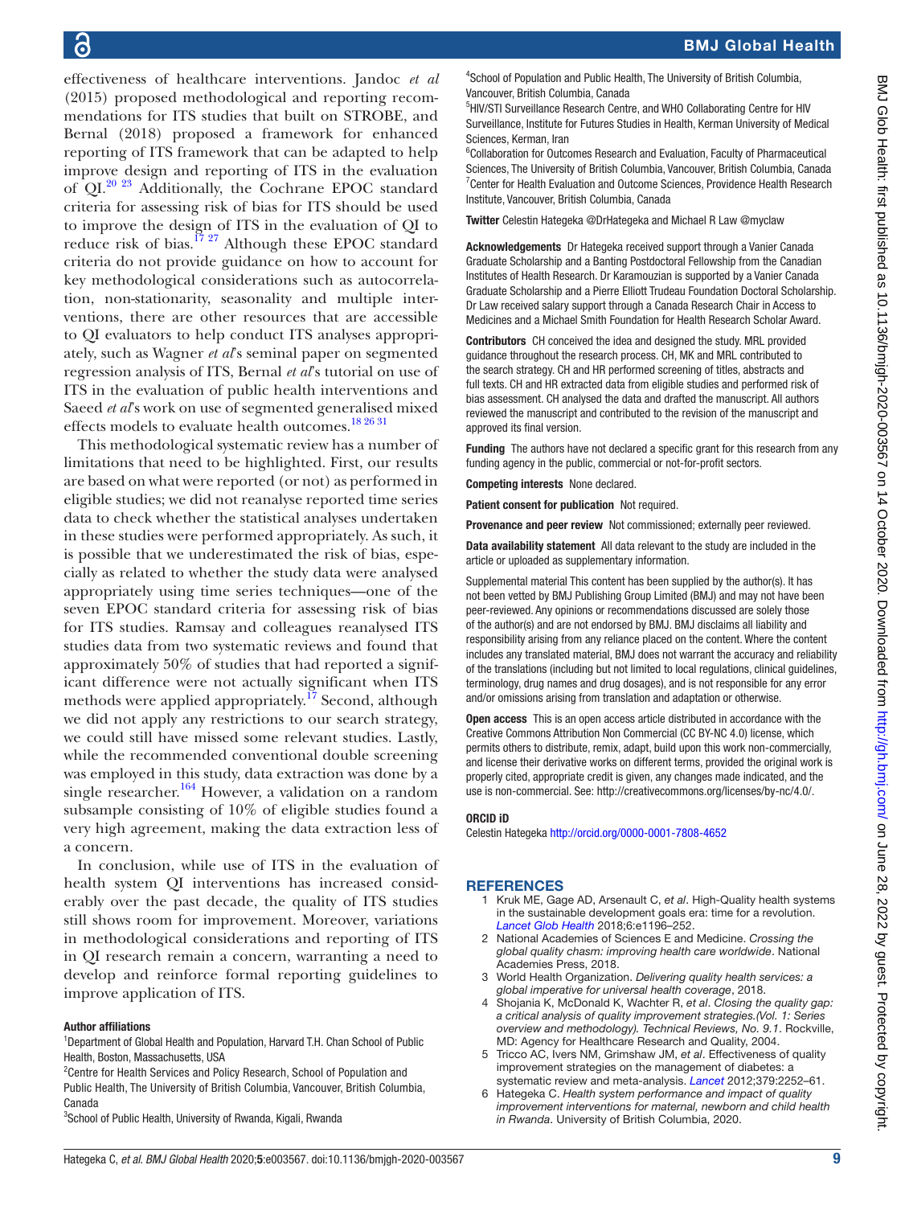effectiveness of healthcare interventions. Jandoc *et al* (2015) proposed methodological and reporting recommendations for ITS studies that built on STROBE, and Bernal (2018) proposed a framework for enhanced reporting of ITS framework that can be adapted to help improve design and reporting of ITS in the evaluation of QI.[20 23] Additionally, the Cochrane EPOC standard criteria for assessing risk of bias for ITS should be used to improve the design of ITS in the evaluation of QI to reduce risk of bias.[17 27] Although these EPOC standard criteria do not provide guidance on how to account for key methodological considerations such as autocorrelation, non-stationarity, seasonality and multiple interventions, there are other resources that are accessible to QI evaluators to help conduct ITS analyses appropriately, such as Wagner *et al*'s seminal paper on segmented regression analysis of ITS, Bernal *et al*'s tutorial on use of ITS in the evaluation of public health interventions and Saeed *et al*'s work on use of segmented generalised mixed effects models to evaluate health outcomes.[18 26 31]

This methodological systematic review has a number of limitations that need to be highlighted. First, our results are based on what were reported (or not) as performed in eligible studies; we did not reanalyse reported time series data to check whether the statistical analyses undertaken in these studies were performed appropriately. As such, it is possible that we underestimated the risk of bias, especially as related to whether the study data were analysed appropriately using time series techniques—one of the seven EPOC standard criteria for assessing risk of bias for ITS studies. Ramsay and colleagues reanalysed ITS studies data from two systematic reviews and found that approximately 50% of studies that had reported a significant difference were not actually significant when ITS methods were applied appropriately.[17] Second, although we did not apply any restrictions to our search strategy, we could still have missed some relevant studies. Lastly, while the recommended conventional double screening was employed in this study, data extraction was done by a single researcher.[164] However, a validation on a random subsample consisting of 10% of eligible studies found a very high agreement, making the data extraction less of a concern.

In conclusion, while use of ITS in the evaluation of health system QI interventions has increased considerably over the past decade, the quality of ITS studies still shows room for improvement. Moreover, variations in methodological considerations and reporting of ITS in QI research remain a concern, warranting a need to develop and reinforce formal reporting guidelines to improve application of ITS.

#### Author affiliations

[1]Department of Global Health and Population, Harvard T.H. Chan School of Public Health, Boston, Massachusetts, USA
[2]Centre for Health Services and Policy Research, School of Population and Public Health, The University of British Columbia, Vancouver, British Columbia, Canada
[3]School of Public Health, University of Rwanda, Kigali, Rwanda
[4]School of Population and Public Health, The University of British Columbia, Vancouver, British Columbia, Canada
[5]HIV/STI Surveillance Research Centre, and WHO Collaborating Centre for HIV Surveillance, Institute for Futures Studies in Health, Kerman University of Medical Sciences, Kerman, Iran
[6]Collaboration for Outcomes Research and Evaluation, Faculty of Pharmaceutical Sciences, The University of British Columbia, Vancouver, British Columbia, Canada
[7]Center for Health Evaluation and Outcome Sciences, Providence Health Research Institute, Vancouver, British Columbia, Canada

**Twitter** Celestin Hategeka @DrHategeka and Michael R Law @myclaw

**Acknowledgements** Dr Hategeka received support through a Vanier Canada Graduate Scholarship and a Banting Postdoctoral Fellowship from the Canadian Institutes of Health Research. Dr Karamouzian is supported by a Vanier Canada Graduate Scholarship and a Pierre Elliott Trudeau Foundation Doctoral Scholarship. Dr Law received salary support through a Canada Research Chair in Access to Medicines and a Michael Smith Foundation for Health Research Scholar Award.

**Contributors** CH conceived the idea and designed the study. MRL provided guidance throughout the research process. CH, MK and MRL contributed to the search strategy. CH and HR performed screening of titles, abstracts and full texts. CH and HR extracted data from eligible studies and performed risk of bias assessment. CH analysed the data and drafted the manuscript. All authors reviewed the manuscript and contributed to the revision of the manuscript and approved its final version.

**Funding** The authors have not declared a specific grant for this research from any funding agency in the public, commercial or not-for-profit sectors.

**Competing interests** None declared.

**Patient consent for publication** Not required.

**Provenance and peer review** Not commissioned; externally peer reviewed.

**Data availability statement** All data relevant to the study are included in the article or uploaded as supplementary information.

Supplemental material This content has been supplied by the author(s). It has not been vetted by BMJ Publishing Group Limited (BMJ) and may not have been peer-reviewed. Any opinions or recommendations discussed are solely those of the author(s) and are not endorsed by BMJ. BMJ disclaims all liability and responsibility arising from any reliance placed on the content. Where the content includes any translated material, BMJ does not warrant the accuracy and reliability of the translations (including but not limited to local regulations, clinical guidelines, terminology, drug names and drug dosages), and is not responsible for any error and/or omissions arising from translation and adaptation or otherwise.

**Open access** This is an open access article distributed in accordance with the Creative Commons Attribution Non Commercial (CC BY-NC 4.0) license, which permits others to distribute, remix, adapt, build upon this work non-commercially, and license their derivative works on different terms, provided the original work is properly cited, appropriate credit is given, any changes made indicated, and the use is non-commercial. See: http://creativecommons.org/licenses/by-nc/4.0/.

#### ORCID iD

Celestin Hategeka http://orcid.org/0000-0001-7808-4652

## REFERENCES

1. Kruk ME, Gage AD, Arsenault C, *et al*. High-Quality health systems in the sustainable development goals era: time for a revolution. *Lancet Glob Health* 2018;6:e1196–252.
2. National Academies of Sciences E and Medicine. *Crossing the global quality chasm: improving health care worldwide*. National Academies Press, 2018.
3. World Health Organization. *Delivering quality health services: a global imperative for universal health coverage*, 2018.
4. Shojania K, McDonald K, Wachter R, *et al*. *Closing the quality gap: a critical analysis of quality improvement strategies.(Vol. 1: Series overview and methodology). Technical Reviews, No. 9.1*. Rockville, MD: Agency for Healthcare Research and Quality, 2004.
5. Tricco AC, Ivers NM, Grimshaw JM, *et al*. Effectiveness of quality improvement strategies on the management of diabetes: a systematic review and meta-analysis. *Lancet* 2012;379:2252–61.
6. Hategeka C. *Health system performance and impact of quality improvement interventions for maternal, newborn and child health in Rwanda*. University of British Columbia, 2020.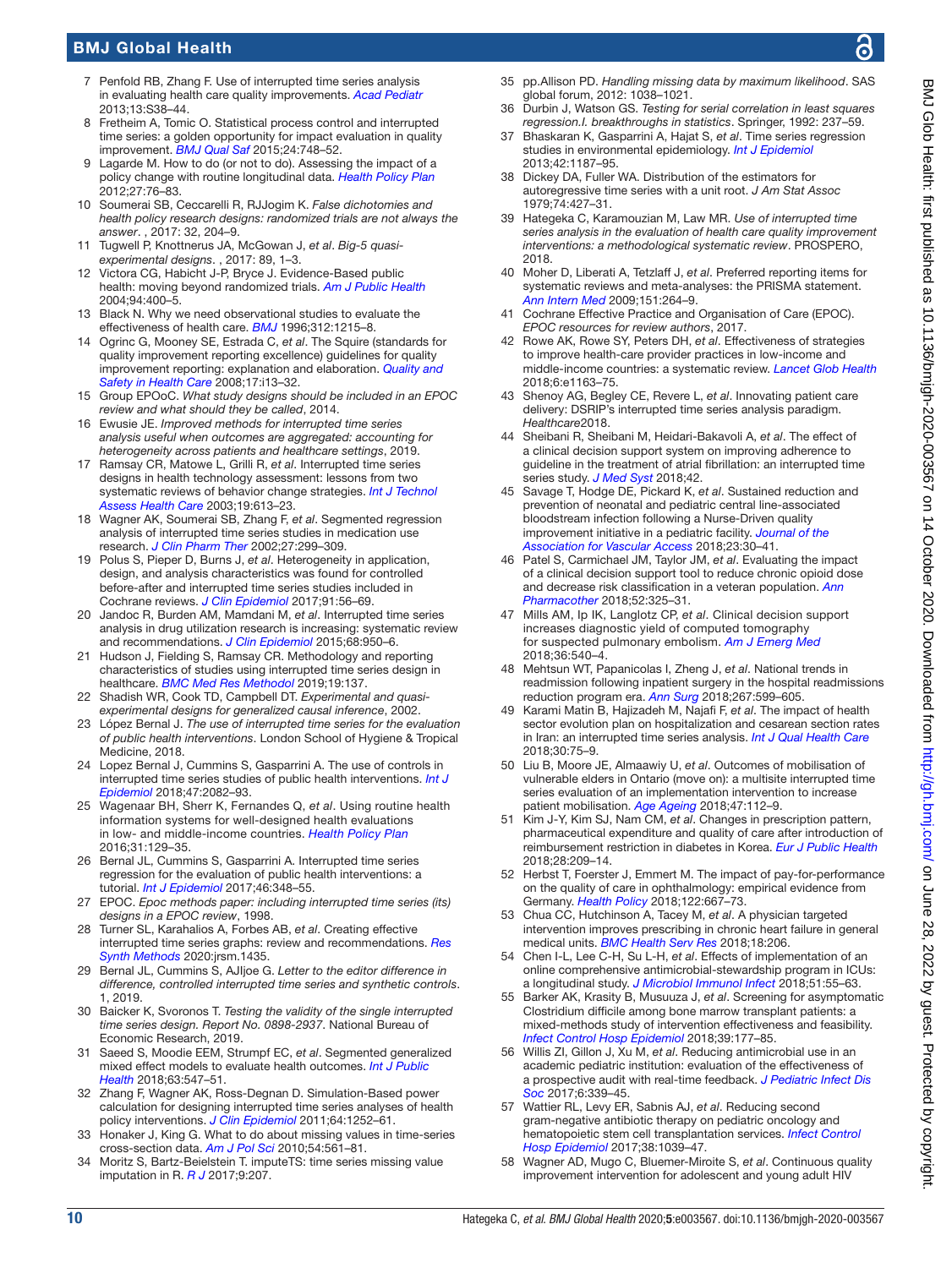7. Penfold RB, Zhang F. Use of interrupted time series analysis in evaluating health care quality improvements. *Acad Pediatr* 2013;13:S38–44.
8. Fretheim A, Tomic O. Statistical process control and interrupted time series: a golden opportunity for impact evaluation in quality improvement. *BMJ Qual Saf* 2015;24:748–52.
9. Lagarde M. How to do (or not to do). Assessing the impact of a policy change with routine longitudinal data. *Health Policy Plan* 2012;27:76–83.
10. Soumerai SB, Ceccarelli R, RJJogim K. *False dichotomies and health policy research designs: randomized trials are not always the answer*. , 2017: 32, 204–9.
11. Tugwell P, Knottnerus JA, McGowan J, *et al*. *Big-5 quasi-experimental designs*. , 2017: 89, 1–3.
12. Victora CG, Habicht J-P, Bryce J. Evidence-Based public health: moving beyond randomized trials. *Am J Public Health* 2004;94:400–5.
13. Black N. Why we need observational studies to evaluate the effectiveness of health care. *BMJ* 1996;312:1215–8.
14. Ogrinc G, Mooney SE, Estrada C, *et al*. The Squire (standards for quality improvement reporting excellence) guidelines for quality improvement reporting: explanation and elaboration. *Quality and Safety in Health Care* 2008;17:i13–32.
15. Group EPOoC. *What study designs should be included in an EPOC review and what should they be called*, 2014.
16. Ewusie JE. *Improved methods for interrupted time series analysis useful when outcomes are aggregated: accounting for heterogeneity across patients and healthcare settings*, 2019.
17. Ramsay CR, Matowe L, Grilli R, *et al*. Interrupted time series designs in health technology assessment: lessons from two systematic reviews of behavior change strategies. *Int J Technol Assess Health Care* 2003;19:613–23.
18. Wagner AK, Soumerai SB, Zhang F, *et al*. Segmented regression analysis of interrupted time series studies in medication use research. *J Clin Pharm Ther* 2002;27:299–309.
19. Polus S, Pieper D, Burns J, *et al*. Heterogeneity in application, design, and analysis characteristics was found for controlled before-after and interrupted time series studies included in Cochrane reviews. *J Clin Epidemiol* 2017;91:56–69.
20. Jandoc R, Burden AM, Mamdani M, *et al*. Interrupted time series analysis in drug utilization research is increasing: systematic review and recommendations. *J Clin Epidemiol* 2015;68:950–6.
21. Hudson J, Fielding S, Ramsay CR. Methodology and reporting characteristics of studies using interrupted time series design in healthcare. *BMC Med Res Methodol* 2019;19:137.
22. Shadish WR, Cook TD, Campbell DT. *Experimental and quasi-experimental designs for generalized causal inference*, 2002.
23. López Bernal J. *The use of interrupted time series for the evaluation of public health interventions*. London School of Hygiene & Tropical Medicine, 2018.
24. Lopez Bernal J, Cummins S, Gasparrini A. The use of controls in interrupted time series studies of public health interventions. *Int J Epidemiol* 2018;47:2082–93.
25. Wagenaar BH, Sherr K, Fernandes Q, *et al*. Using routine health information systems for well-designed health evaluations in low- and middle-income countries. *Health Policy Plan* 2016;31:129–35.
26. Bernal JL, Cummins S, Gasparrini A. Interrupted time series regression for the evaluation of public health interventions: a tutorial. *Int J Epidemiol* 2017;46:348–55.
27. EPOC. *Epoc methods paper: including interrupted time series (its) designs in a EPOC review*, 1998.
28. Turner SL, Karahalios A, Forbes AB, *et al*. Creating effective interrupted time series graphs: review and recommendations. *Res Synth Methods* 2020:jrsm.1435.
29. Bernal JL, Cummins S, AJljoe G. *Letter to the editor difference in difference, controlled interrupted time series and synthetic controls*. 1, 2019.
30. Baicker K, Svoronos T. *Testing the validity of the single interrupted time series design. Report No. 0898-2937*. National Bureau of Economic Research, 2019.
31. Saeed S, Moodie EEM, Strumpf EC, *et al*. Segmented generalized mixed effect models to evaluate health outcomes. *Int J Public Health* 2018;63:547–51.
32. Zhang F, Wagner AK, Ross-Degnan D. Simulation-Based power calculation for designing interrupted time series analyses of health policy interventions. *J Clin Epidemiol* 2011;64:1252–61.
33. Honaker J, King G. What to do about missing values in time-series cross-section data. *Am J Pol Sci* 2010;54:561–81.
34. Moritz S, Bartz-Beielstein T. imputeTS: time series missing value imputation in R. *R J* 2017;9:207.
35. pp.Allison PD. *Handling missing data by maximum likelihood*. SAS global forum, 2012: 1038–1021.
36. Durbin J, Watson GS. *Testing for serial correlation in least squares regression.I. breakthroughs in statistics*. Springer, 1992: 237–59.
37. Bhaskaran K, Gasparrini A, Hajat S, *et al*. Time series regression studies in environmental epidemiology. *Int J Epidemiol* 2013;42:1187–95.
38. Dickey DA, Fuller WA. Distribution of the estimators for autoregressive time series with a unit root. *J Am Stat Assoc* 1979;74:427–31.
39. Hategeka C, Karamouzian M, Law MR. *Use of interrupted time series analysis in the evaluation of health care quality improvement interventions: a methodological systematic review*. PROSPERO, 2018.
40. Moher D, Liberati A, Tetzlaff J, *et al*. Preferred reporting items for systematic reviews and meta-analyses: the PRISMA statement. *Ann Intern Med* 2009;151:264–9.
41. Cochrane Effective Practice and Organisation of Care (EPOC). *EPOC resources for review authors*, 2017.
42. Rowe AK, Rowe SY, Peters DH, *et al*. Effectiveness of strategies to improve health-care provider practices in low-income and middle-income countries: a systematic review. *Lancet Glob Health* 2018;6:e1163–75.
43. Shenoy AG, Begley CE, Revere L, *et al*. Innovating patient care delivery: DSRIP's interrupted time series analysis paradigm. *Healthcare*2018.
44. Sheibani R, Sheibani M, Heidari-Bakavoli A, *et al*. The effect of a clinical decision support system on improving adherence to guideline in the treatment of atrial fibrillation: an interrupted time series study. *J Med Syst* 2018;42.
45. Savage T, Hodge DE, Pickard K, *et al*. Sustained reduction and prevention of neonatal and pediatric central line-associated bloodstream infection following a Nurse-Driven quality improvement initiative in a pediatric facility. *Journal of the Association for Vascular Access* 2018;23:30–41.
46. Patel S, Carmichael JM, Taylor JM, *et al*. Evaluating the impact of a clinical decision support tool to reduce chronic opioid dose and decrease risk classification in a veteran population. *Ann Pharmacother* 2018;52:325–31.
47. Mills AM, Ip IK, Langlotz CP, *et al*. Clinical decision support increases diagnostic yield of computed tomography for suspected pulmonary embolism. *Am J Emerg Med* 2018;36:540–4.
48. Mehtsun WT, Papanicolas I, Zheng J, *et al*. National trends in readmission following inpatient surgery in the hospital readmissions reduction program era. *Ann Surg* 2018;267:599–605.
49. Karami Matin B, Hajizadeh M, Najafi F, *et al*. The impact of health sector evolution plan on hospitalization and cesarean section rates in Iran: an interrupted time series analysis. *Int J Qual Health Care* 2018;30:75–9.
50. Liu B, Moore JE, Almaawiy U, *et al*. Outcomes of mobilisation of vulnerable elders in Ontario (move on): a multisite interrupted time series evaluation of an implementation intervention to increase patient mobilisation. *Age Ageing* 2018;47:112–9.
51. Kim J-Y, Kim SJ, Nam CM, *et al*. Changes in prescription pattern, pharmaceutical expenditure and quality of care after introduction of reimbursement restriction in diabetes in Korea. *Eur J Public Health* 2018;28:209–14.
52. Herbst T, Foerster J, Emmert M. The impact of pay-for-performance on the quality of care in ophthalmology: empirical evidence from Germany. *Health Policy* 2018;122:667–73.
53. Chua CC, Hutchinson A, Tacey M, *et al*. A physician targeted intervention improves prescribing in chronic heart failure in general medical units. *BMC Health Serv Res* 2018;18:206.
54. Chen I-L, Lee C-H, Su L-H, *et al*. Effects of implementation of an online comprehensive antimicrobial-stewardship program in ICUs: a longitudinal study. *J Microbiol Immunol Infect* 2018;51:55–63.
55. Barker AK, Krasity B, Musuuza J, *et al*. Screening for asymptomatic Clostridium difficile among bone marrow transplant patients: a mixed-methods study of intervention effectiveness and feasibility. *Infect Control Hosp Epidemiol* 2018;39:177–85.
56. Willis ZI, Gillon J, Xu M, *et al*. Reducing antimicrobial use in an academic pediatric institution: evaluation of the effectiveness of a prospective audit with real-time feedback. *J Pediatric Infect Dis Soc* 2017;6:339–45.
57. Wattier RL, Levy ER, Sabnis AJ, *et al*. Reducing second gram-negative antibiotic therapy on pediatric oncology and hematopoietic stem cell transplantation services. *Infect Control Hosp Epidemiol* 2017;38:1039–47.
58. Wagner AD, Mugo C, Bluemer-Miroite S, *et al*. Continuous quality improvement intervention for adolescent and young adult HIV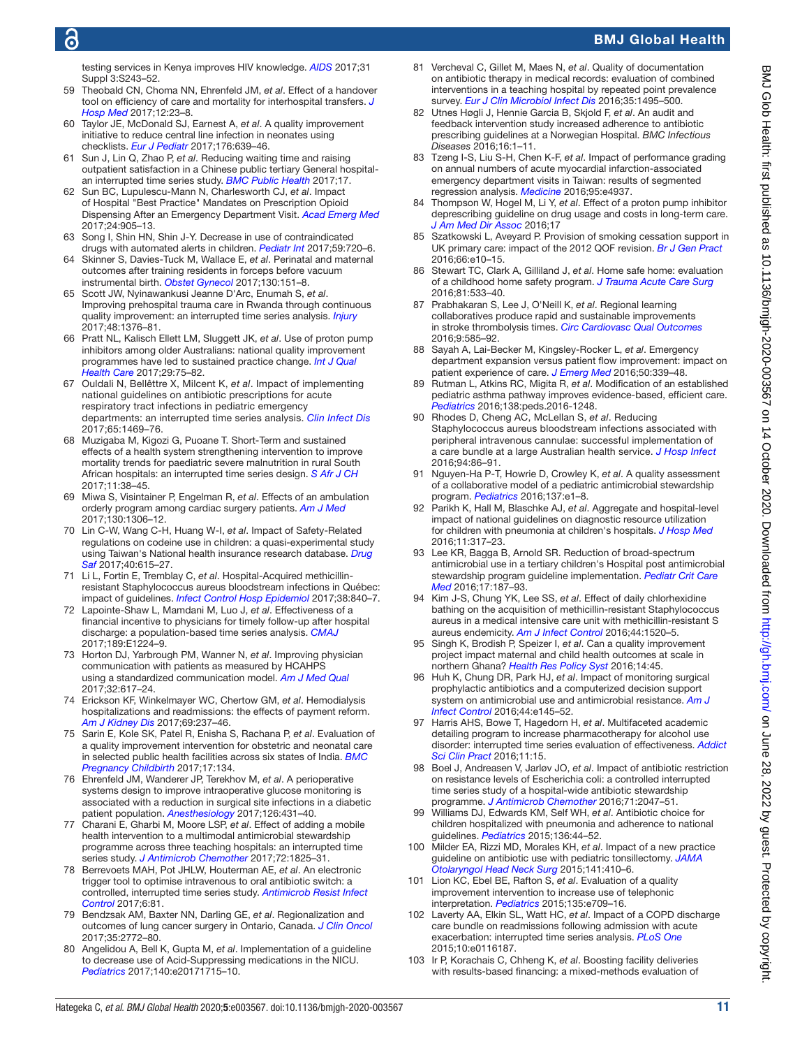testing services in Kenya improves HIV knowledge. *AIDS* 2017;31 Suppl 3:S243–52.

59 Theobald CN, Choma NN, Ehrenfeld JM, *et al*. Effect of a handover tool on efficiency of care and mortality for interhospital transfers. *J Hosp Med* 2017;12:23–8.

60 Taylor JE, McDonald SJ, Earnest A, *et al*. A quality improvement initiative to reduce central line infection in neonates using checklists. *Eur J Pediatr* 2017;176:639–46.

61 Sun J, Lin Q, Zhao P, *et al*. Reducing waiting time and raising outpatient satisfaction in a Chinese public tertiary General hospital-an interrupted time series study. *BMC Public Health* 2017;17.

62 Sun BC, Lupulescu-Mann N, Charlesworth CJ, *et al*. Impact of Hospital "Best Practice" Mandates on Prescription Opioid Dispensing After an Emergency Department Visit. *Acad Emerg Med* 2017;24:905–13.

63 Song I, Shin HN, Shin J-Y. Decrease in use of contraindicated drugs with automated alerts in children. *Pediatr Int* 2017;59:720–6.

64 Skinner S, Davies-Tuck M, Wallace E, *et al*. Perinatal and maternal outcomes after training residents in forceps before vacuum instrumental birth. *Obstet Gynecol* 2017;130:151–8.

65 Scott JW, Nyinawankusi Jeanne D'Arc, Enumah S, *et al*. Improving prehospital trauma care in Rwanda through continuous quality improvement: an interrupted time series analysis. *Injury* 2017;48:1376–81.

66 Pratt NL, Kalisch Ellett LM, Sluggett JK, *et al*. Use of proton pump inhibitors among older Australians: national quality improvement programmes have led to sustained practice change. *Int J Qual Health Care* 2017;29:75–82.

67 Ouldali N, Bellêttre X, Milcent K, *et al*. Impact of implementing national guidelines on antibiotic prescriptions for acute respiratory tract infections in pediatric emergency departments: an interrupted time series analysis. *Clin Infect Dis* 2017;65:1469–76.

68 Muzigaba M, Kigozi G, Puoane T. Short-Term and sustained effects of a health system strengthening intervention to improve mortality trends for paediatric severe malnutrition in rural South African hospitals: an interrupted time series design. *S Afr J CH* 2017;11:38–45.

69 Miwa S, Visintainer P, Engelman R, *et al*. Effects of an ambulation orderly program among cardiac surgery patients. *Am J Med* 2017;130:1306–12.

70 Lin C-W, Wang C-H, Huang W-I, *et al*. Impact of Safety-Related regulations on codeine use in children: a quasi-experimental study using Taiwan's National health insurance research database. *Drug Saf* 2017;40:615–27.

71 Li L, Fortin E, Tremblay C, *et al*. Hospital-Acquired methicillin-resistant Staphylococcus aureus bloodstream infections in Québec: impact of guidelines. *Infect Control Hosp Epidemiol* 2017;38:840–7.

72 Lapointe-Shaw L, Mamdani M, Luo J, *et al*. Effectiveness of a financial incentive to physicians for timely follow-up after hospital discharge: a population-based time series analysis. *CMAJ* 2017;189:E1224–9.

73 Horton DJ, Yarbrough PM, Wanner N, *et al*. Improving physician communication with patients as measured by HCAHPS using a standardized communication model. *Am J Med Qual* 2017;32:617–24.

74 Erickson KF, Winkelmayer WC, Chertow GM, *et al*. Hemodialysis hospitalizations and readmissions: the effects of payment reform. *Am J Kidney Dis* 2017;69:237–46.

75 Sarin E, Kole SK, Patel R, Enisha S, Rachana P, *et al*. Evaluation of a quality improvement intervention for obstetric and neonatal care in selected public health facilities across six states of India. *BMC Pregnancy Childbirth* 2017;17:134.

76 Ehrenfeld JM, Wanderer JP, Terekhov M, *et al*. A perioperative systems design to improve intraoperative glucose monitoring is associated with a reduction in surgical site infections in a diabetic patient population. *Anesthesiology* 2017;126:431–40.

77 Charani E, Gharbi M, Moore LSP, *et al*. Effect of adding a mobile health intervention to a multimodal antimicrobial stewardship programme across three teaching hospitals: an interrupted time series study. *J Antimicrob Chemother* 2017;72:1825–31.

78 Berrevoets MAH, Pot JHLW, Houterman AE, *et al*. An electronic trigger tool to optimise intravenous to oral antibiotic switch: a controlled, interrupted time series study. *Antimicrob Resist Infect Control* 2017;6:81.

79 Bendzsak AM, Baxter NN, Darling GE, *et al*. Regionalization and outcomes of lung cancer surgery in Ontario, Canada. *J Clin Oncol* 2017;35:2772–80.

80 Angelidou A, Bell K, Gupta M, *et al*. Implementation of a guideline to decrease use of Acid-Suppressing medications in the NICU. *Pediatrics* 2017;140:e20171715–10.

81 Vercheval C, Gillet M, Maes N, *et al*. Quality of documentation on antibiotic therapy in medical records: evaluation of combined interventions in a teaching hospital by repeated point prevalence survey. *Eur J Clin Microbiol Infect Dis* 2016;35:1495–500.

82 Utnes Høgli J, Hennie Garcia B, Skjold F, *et al*. An audit and feedback intervention study increased adherence to antibiotic prescribing guidelines at a Norwegian Hospital. *BMC Infectious Diseases* 2016;16:1–11.

83 Tzeng I-S, Liu S-H, Chen K-F, *et al*. Impact of performance grading on annual numbers of acute myocardial infarction-associated emergency department visits in Taiwan: results of segmented regression analysis. *Medicine* 2016;95:e4937.

84 Thompson W, Hogel M, Li Y, *et al*. Effect of a proton pump inhibitor deprescribing guideline on drug usage and costs in long-term care. *J Am Med Dir Assoc* 2016;17

85 Szatkowski L, Aveyard P. Provision of smoking cessation support in UK primary care: impact of the 2012 QOF revision. *Br J Gen Pract* 2016;66:e10–15.

86 Stewart TC, Clark A, Gilliland J, *et al*. Home safe home: evaluation of a childhood home safety program. *J Trauma Acute Care Surg* 2016;81:533–40.

87 Prabhakaran S, Lee J, O'Neill K, *et al*. Regional learning collaboratives produce rapid and sustainable improvements in stroke thrombolysis times. *Circ Cardiovasc Qual Outcomes* 2016;9:585–92.

88 Sayah A, Lai-Becker M, Kingsley-Rocker L, *et al*. Emergency department expansion versus patient flow improvement: impact on patient experience of care. *J Emerg Med* 2016;50:339–48.

89 Rutman L, Atkins RC, Migita R, *et al*. Modification of an established pediatric asthma pathway improves evidence-based, efficient care. *Pediatrics* 2016;138:peds.2016-1248.

90 Rhodes D, Cheng AC, McLellan S, *et al*. Reducing Staphylococcus aureus bloodstream infections associated with peripheral intravenous cannulae: successful implementation of a care bundle at a large Australian health service. *J Hosp Infect* 2016;94:86–91.

91 Nguyen-Ha P-T, Howrie D, Crowley K, *et al*. A quality assessment of a collaborative model of a pediatric antimicrobial stewardship program. *Pediatrics* 2016;137:e1–8.

92 Parikh K, Hall M, Blaschke AJ, *et al*. Aggregate and hospital-level impact of national guidelines on diagnostic resource utilization for children with pneumonia at children's hospitals. *J Hosp Med* 2016;11:317–23.

93 Lee KR, Bagga B, Arnold SR. Reduction of broad-spectrum antimicrobial use in a tertiary children's Hospital post antimicrobial stewardship program guideline implementation. *Pediatr Crit Care Med* 2016;17:187–93.

94 Kim J-S, Chung YK, Lee SS, *et al*. Effect of daily chlorhexidine bathing on the acquisition of methicillin-resistant Staphylococcus aureus in a medical intensive care unit with methicillin-resistant S aureus endemicity. *Am J Infect Control* 2016;44:1520–5.

95 Singh K, Brodish P, Speizer I, *et al*. Can a quality improvement project impact maternal and child health outcomes at scale in northern Ghana? *Health Res Policy Syst* 2016;14:45.

96 Huh K, Chung DR, Park HJ, *et al*. Impact of monitoring surgical prophylactic antibiotics and a computerized decision support system on antimicrobial use and antimicrobial resistance. *Am J Infect Control* 2016;44:e145–52.

97 Harris AHS, Bowe T, Hagedorn H, *et al*. Multifaceted academic detailing program to increase pharmacotherapy for alcohol use disorder: interrupted time series evaluation of effectiveness. *Addict Sci Clin Pract* 2016;11:15.

98 Boel J, Andreasen V, Jarløv JO, *et al*. Impact of antibiotic restriction on resistance levels of Escherichia coli: a controlled interrupted time series study of a hospital-wide antibiotic stewardship programme. *J Antimicrob Chemother* 2016;71:2047–51.

99 Williams DJ, Edwards KM, Self WH, *et al*. Antibiotic choice for children hospitalized with pneumonia and adherence to national guidelines. *Pediatrics* 2015;136:44–52.

100 Milder EA, Rizzi MD, Morales KH, *et al*. Impact of a new practice guideline on antibiotic use with pediatric tonsillectomy. *JAMA Otolaryngol Head Neck Surg* 2015;141:410–6.

101 Lion KC, Ebel BE, Rafton S, *et al*. Evaluation of a quality improvement intervention to increase use of telephonic interpretation. *Pediatrics* 2015;135:e709–16.

102 Laverty AA, Elkin SL, Watt HC, *et al*. Impact of a COPD discharge care bundle on readmissions following admission with acute exacerbation: interrupted time series analysis. *PLoS One* 2015;10:e0116187.

103 Ir P, Korachais C, Chheng K, *et al*. Boosting facility deliveries with results-based financing: a mixed-methods evaluation of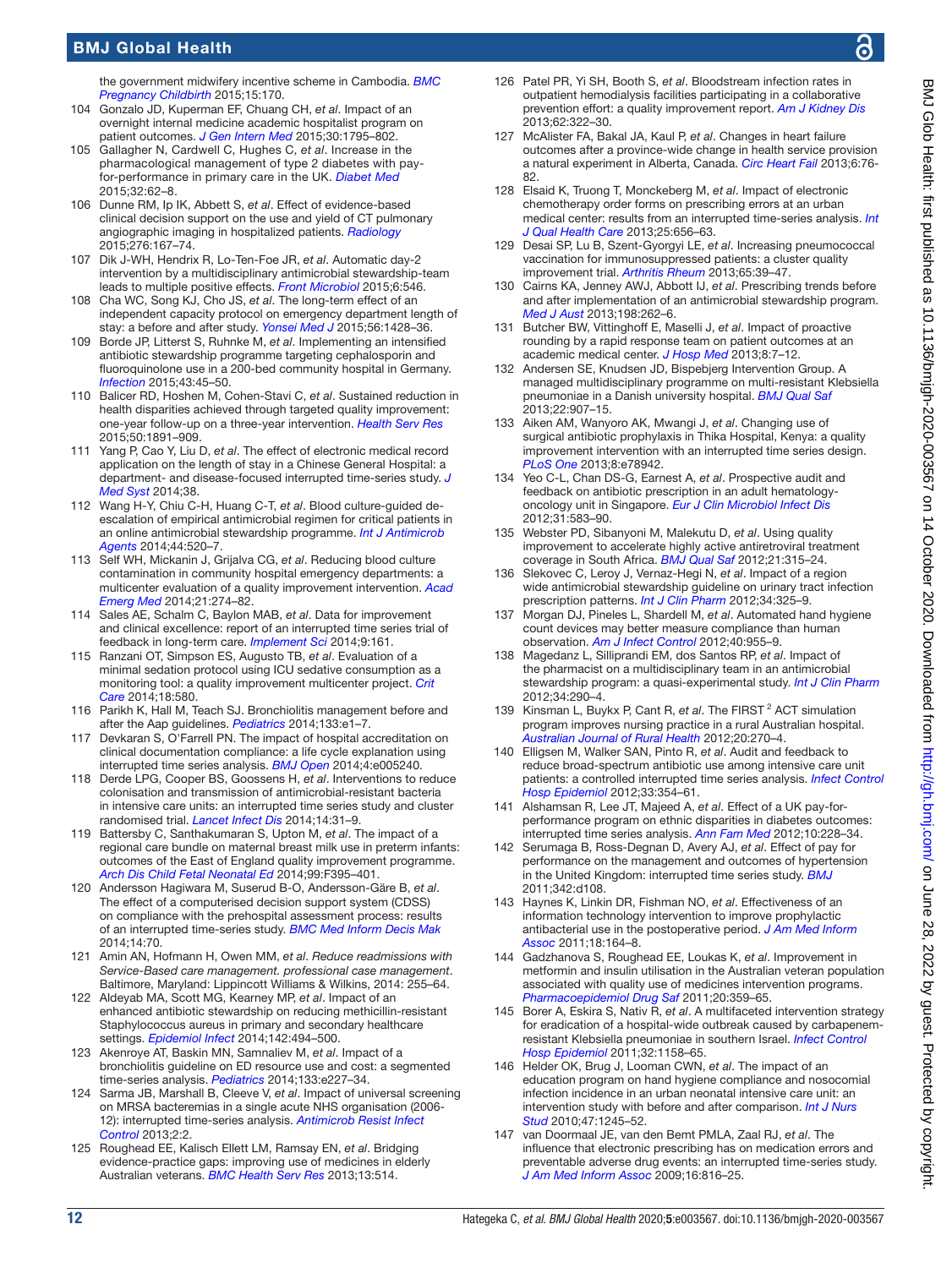the government midwifery incentive scheme in Cambodia. *BMC Pregnancy Childbirth* 2015;15:170.

104 Gonzalo JD, Kuperman EF, Chuang CH, *et al*. Impact of an overnight internal medicine academic hospitalist program on patient outcomes. *J Gen Intern Med* 2015;30:1795–802.

105 Gallagher N, Cardwell C, Hughes C, *et al*. Increase in the pharmacological management of type 2 diabetes with pay-for-performance in primary care in the UK. *Diabet Med* 2015;32:62–8.

106 Dunne RM, Ip IK, Abbett S, *et al*. Effect of evidence-based clinical decision support on the use and yield of CT pulmonary angiographic imaging in hospitalized patients. *Radiology* 2015;276:167–74.

107 Dik J-WH, Hendrix R, Lo-Ten-Foe JR, *et al*. Automatic day-2 intervention by a multidisciplinary antimicrobial stewardship-team leads to multiple positive effects. *Front Microbiol* 2015;6:546.

108 Cha WC, Song KJ, Cho JS, *et al*. The long-term effect of an independent capacity protocol on emergency department length of stay: a before and after study. *Yonsei Med J* 2015;56:1428–36.

109 Borde JP, Litterst S, Ruhnke M, *et al*. Implementing an intensified antibiotic stewardship programme targeting cephalosporin and fluoroquinolone use in a 200-bed community hospital in Germany. *Infection* 2015;43:45–50.

110 Balicer RD, Hoshen M, Cohen-Stavi C, *et al*. Sustained reduction in health disparities achieved through targeted quality improvement: one-year follow-up on a three-year intervention. *Health Serv Res* 2015;50:1891–909.

111 Yang P, Cao Y, Liu D, *et al*. The effect of electronic medical record application on the length of stay in a Chinese General Hospital: a department- and disease-focused interrupted time-series study. *J Med Syst* 2014;38.

112 Wang H-Y, Chiu C-H, Huang C-T, *et al*. Blood culture-guided de-escalation of empirical antimicrobial regimen for critical patients in an online antimicrobial stewardship programme. *Int J Antimicrob Agents* 2014;44:520–7.

113 Self WH, Mickanin J, Grijalva CG, *et al*. Reducing blood culture contamination in community hospital emergency departments: a multicenter evaluation of a quality improvement intervention. *Acad Emerg Med* 2014;21:274–82.

114 Sales AE, Schalm C, Baylon MAB, *et al*. Data for improvement and clinical excellence: report of an interrupted time series trial of feedback in long-term care. *Implement Sci* 2014;9:161.

115 Ranzani OT, Simpson ES, Augusto TB, *et al*. Evaluation of a minimal sedation protocol using ICU sedative consumption as a monitoring tool: a quality improvement multicenter project. *Crit Care* 2014;18:580.

116 Parikh K, Hall M, Teach SJ. Bronchiolitis management before and after the Aap guidelines. *Pediatrics* 2014;133:e1–7.

117 Devkaran S, O'Farrell PN. The impact of hospital accreditation on clinical documentation compliance: a life cycle explanation using interrupted time series analysis. *BMJ Open* 2014;4:e005240.

118 Derde LPG, Cooper BS, Goossens H, *et al*. Interventions to reduce colonisation and transmission of antimicrobial-resistant bacteria in intensive care units: an interrupted time series study and cluster randomised trial. *Lancet Infect Dis* 2014;14:31–9.

119 Battersby C, Santhakumaran S, Upton M, *et al*. The impact of a regional care bundle on maternal breast milk use in preterm infants: outcomes of the East of England quality improvement programme. *Arch Dis Child Fetal Neonatal Ed* 2014;99:F395–401.

120 Andersson Hagiwara M, Suserud B-O, Andersson-Gäre B, *et al*. The effect of a computerised decision support system (CDSS) on compliance with the prehospital assessment process: results of an interrupted time-series study. *BMC Med Inform Decis Mak* 2014;14:70.

121 Amin AN, Hofmann H, Owen MM, *et al*. *Reduce readmissions with Service-Based care management. professional case management*. Baltimore, Maryland: Lippincott Williams & Wilkins, 2014: 255–64.

122 Aldeyab MA, Scott MG, Kearney MP, *et al*. Impact of an enhanced antibiotic stewardship on reducing methicillin-resistant Staphylococcus aureus in primary and secondary healthcare settings. *Epidemiol Infect* 2014;142:494–500.

123 Akenroye AT, Baskin MN, Samnaliev M, *et al*. Impact of a bronchiolitis guideline on ED resource use and cost: a segmented time-series analysis. *Pediatrics* 2014;133:e227–34.

124 Sarma JB, Marshall B, Cleeve V, *et al*. Impact of universal screening on MRSA bacteremias in a single acute NHS organisation (2006-12): interrupted time-series analysis. *Antimicrob Resist Infect Control* 2013;2:2.

125 Roughead EE, Kalisch Ellett LM, Ramsay EN, *et al*. Bridging evidence-practice gaps: improving use of medicines in elderly Australian veterans. *BMC Health Serv Res* 2013;13:514.

126 Patel PR, Yi SH, Booth S, *et al*. Bloodstream infection rates in outpatient hemodialysis facilities participating in a collaborative prevention effort: a quality improvement report. *Am J Kidney Dis* 2013;62:322–30.

127 McAlister FA, Bakal JA, Kaul P, *et al*. Changes in heart failure outcomes after a province-wide change in health service provision a natural experiment in Alberta, Canada. *Circ Heart Fail* 2013;6:76-82.

128 Elsaid K, Truong T, Monckeberg M, *et al*. Impact of electronic chemotherapy order forms on prescribing errors at an urban medical center: results from an interrupted time-series analysis. *Int J Qual Health Care* 2013;25:656–63.

129 Desai SP, Lu B, Szent-Gyorgyi LE, *et al*. Increasing pneumococcal vaccination for immunosuppressed patients: a cluster quality improvement trial. *Arthritis Rheum* 2013;65:39–47.

130 Cairns KA, Jenney AWJ, Abbott IJ, *et al*. Prescribing trends before and after implementation of an antimicrobial stewardship program. *Med J Aust* 2013;198:262–6.

131 Butcher BW, Vittinghoff E, Maselli J, *et al*. Impact of proactive rounding by a rapid response team on patient outcomes at an academic medical center. *J Hosp Med* 2013;8:7–12.

132 Andersen SE, Knudsen JD, Bispebjerg Intervention Group. A managed multidisciplinary programme on multi-resistant Klebsiella pneumoniae in a Danish university hospital. *BMJ Qual Saf* 2013;22:907–15.

133 Aiken AM, Wanyoro AK, Mwangi J, *et al*. Changing use of surgical antibiotic prophylaxis in Thika Hospital, Kenya: a quality improvement intervention with an interrupted time series design. *PLoS One* 2013;8:e78942.

134 Yeo C-L, Chan DS-G, Earnest A, *et al*. Prospective audit and feedback on antibiotic prescription in an adult hematology-oncology unit in Singapore. *Eur J Clin Microbiol Infect Dis* 2012;31:583–90.

135 Webster PD, Sibanyoni M, Malekutu D, *et al*. Using quality improvement to accelerate highly active antiretroviral treatment coverage in South Africa. *BMJ Qual Saf* 2012;21:315–24.

136 Slekovec C, Leroy J, Vernaz-Hegi N, *et al*. Impact of a region wide antimicrobial stewardship guideline on urinary tract infection prescription patterns. *Int J Clin Pharm* 2012;34:325–9.

137 Morgan DJ, Pineles L, Shardell M, *et al*. Automated hand hygiene count devices may better measure compliance than human observation. *Am J Infect Control* 2012;40:955–9.

138 Magedanz L, Silliprandi EM, dos Santos RP, *et al*. Impact of the pharmacist on a multidisciplinary team in an antimicrobial stewardship program: a quasi-experimental study. *Int J Clin Pharm* 2012;34:290–4.

139 Kinsman L, Buykx P, Cant R, *et al*. The FIRST [2] ACT simulation program improves nursing practice in a rural Australian hospital. *Australian Journal of Rural Health* 2012;20:270–4.

140 Elligsen M, Walker SAN, Pinto R, *et al*. Audit and feedback to reduce broad-spectrum antibiotic use among intensive care unit patients: a controlled interrupted time series analysis. *Infect Control Hosp Epidemiol* 2012;33:354–61.

141 Alshamsan R, Lee JT, Majeed A, *et al*. Effect of a UK pay-for-performance program on ethnic disparities in diabetes outcomes: interrupted time series analysis. *Ann Fam Med* 2012;10:228–34.

142 Serumaga B, Ross-Degnan D, Avery AJ, *et al*. Effect of pay for performance on the management and outcomes of hypertension in the United Kingdom: interrupted time series study. *BMJ* 2011;342:d108.

143 Haynes K, Linkin DR, Fishman NO, *et al*. Effectiveness of an information technology intervention to improve prophylactic antibacterial use in the postoperative period. *J Am Med Inform Assoc* 2011;18:164–8.

144 Gadzhanova S, Roughead EE, Loukas K, *et al*. Improvement in metformin and insulin utilisation in the Australian veteran population associated with quality use of medicines intervention programs. *Pharmacoepidemiol Drug Saf* 2011;20:359–65.

145 Borer A, Eskira S, Nativ R, *et al*. A multifaceted intervention strategy for eradication of a hospital-wide outbreak caused by carbapenem-resistant Klebsiella pneumoniae in southern Israel. *Infect Control Hosp Epidemiol* 2011;32:1158–65.

146 Helder OK, Brug J, Looman CWN, *et al*. The impact of an education program on hand hygiene compliance and nosocomial infection incidence in an urban neonatal intensive care unit: an intervention study with before and after comparison. *Int J Nurs Stud* 2010;47:1245–52.

147 van Doormaal JE, van den Bemt PMLA, Zaal RJ, *et al*. The influence that electronic prescribing has on medication errors and preventable adverse drug events: an interrupted time-series study. *J Am Med Inform Assoc* 2009;16:816–25.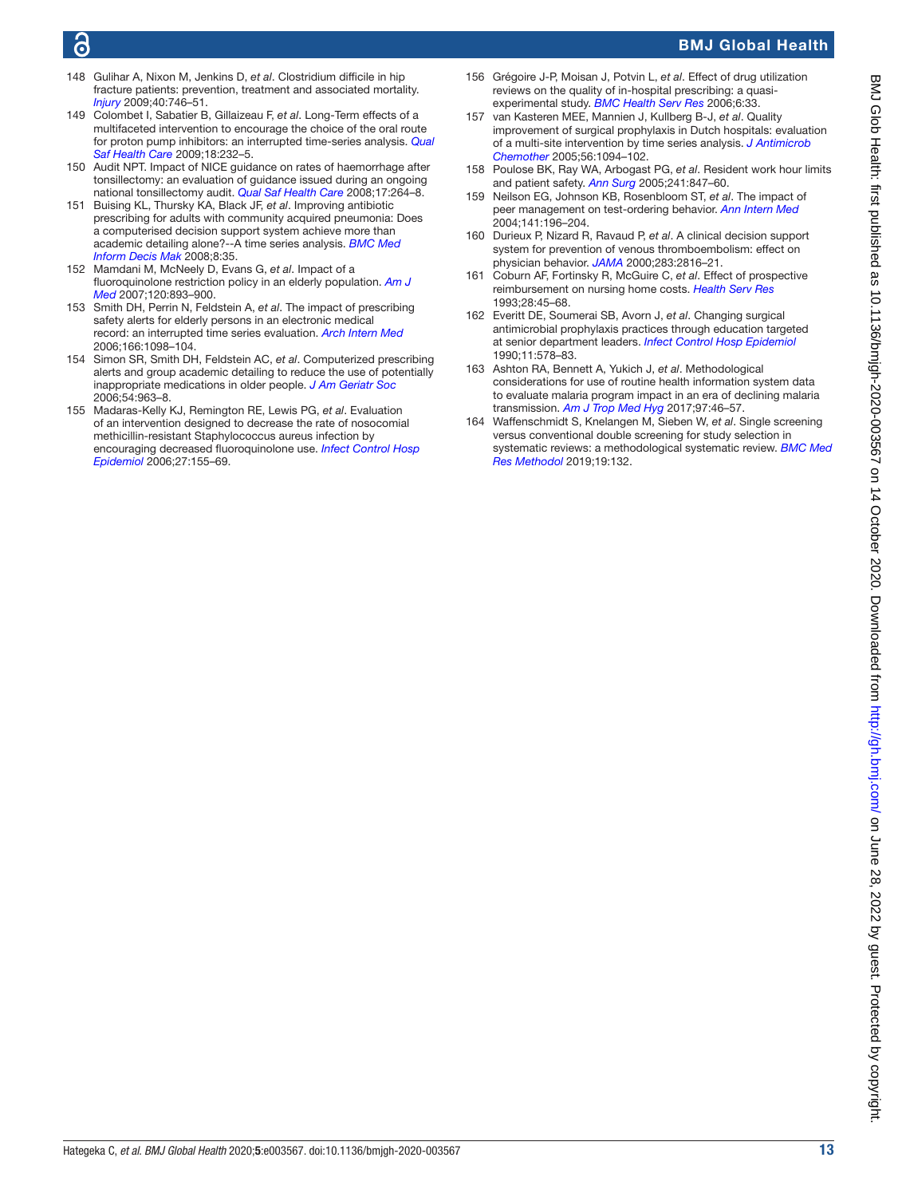148 Gulihar A, Nixon M, Jenkins D, *et al*. Clostridium difficile in hip fracture patients: prevention, treatment and associated mortality. *Injury* 2009;40:746–51.
149 Colombet I, Sabatier B, Gillaizeau F, *et al*. Long-Term effects of a multifaceted intervention to encourage the choice of the oral route for proton pump inhibitors: an interrupted time-series analysis. *Qual Saf Health Care* 2009;18:232–5.
150 Audit NPT. Impact of NICE guidance on rates of haemorrhage after tonsillectomy: an evaluation of guidance issued during an ongoing national tonsillectomy audit. *Qual Saf Health Care* 2008;17:264–8.
151 Buising KL, Thursky KA, Black JF, *et al*. Improving antibiotic prescribing for adults with community acquired pneumonia: Does a computerised decision support system achieve more than academic detailing alone?--A time series analysis. *BMC Med Inform Decis Mak* 2008;8:35.
152 Mamdani M, McNeely D, Evans G, *et al*. Impact of a fluoroquinolone restriction policy in an elderly population. *Am J Med* 2007;120:893–900.
153 Smith DH, Perrin N, Feldstein A, *et al*. The impact of prescribing safety alerts for elderly persons in an electronic medical record: an interrupted time series evaluation. *Arch Intern Med* 2006;166:1098–104.
154 Simon SR, Smith DH, Feldstein AC, *et al*. Computerized prescribing alerts and group academic detailing to reduce the use of potentially inappropriate medications in older people. *J Am Geriatr Soc* 2006;54:963–8.
155 Madaras-Kelly KJ, Remington RE, Lewis PG, *et al*. Evaluation of an intervention designed to decrease the rate of nosocomial methicillin-resistant Staphylococcus aureus infection by encouraging decreased fluoroquinolone use. *Infect Control Hosp Epidemiol* 2006;27:155–69.
156 Grégoire J-P, Moisan J, Potvin L, *et al*. Effect of drug utilization reviews on the quality of in-hospital prescribing: a quasi-experimental study. *BMC Health Serv Res* 2006;6:33.
157 van Kasteren MEE, Mannien J, Kullberg B-J, *et al*. Quality improvement of surgical prophylaxis in Dutch hospitals: evaluation of a multi-site intervention by time series analysis. *J Antimicrob Chemother* 2005;56:1094–102.
158 Poulose BK, Ray WA, Arbogast PG, *et al*. Resident work hour limits and patient safety. *Ann Surg* 2005;241:847–60.
159 Neilson EG, Johnson KB, Rosenbloom ST, *et al*. The impact of peer management on test-ordering behavior. *Ann Intern Med* 2004;141:196–204.
160 Durieux P, Nizard R, Ravaud P, *et al*. A clinical decision support system for prevention of venous thromboembolism: effect on physician behavior. *JAMA* 2000;283:2816–21.
161 Coburn AF, Fortinsky R, McGuire C, *et al*. Effect of prospective reimbursement on nursing home costs. *Health Serv Res* 1993;28:45–68.
162 Everitt DE, Soumerai SB, Avorn J, *et al*. Changing surgical antimicrobial prophylaxis practices through education targeted at senior department leaders. *Infect Control Hosp Epidemiol* 1990;11:578–83.
163 Ashton RA, Bennett A, Yukich J, *et al*. Methodological considerations for use of routine health information system data to evaluate malaria program impact in an era of declining malaria transmission. *Am J Trop Med Hyg* 2017;97:46–57.
164 Waffenschmidt S, Knelangen M, Sieben W, *et al*. Single screening versus conventional double screening for study selection in systematic reviews: a methodological systematic review. *BMC Med Res Methodol* 2019;19:132.